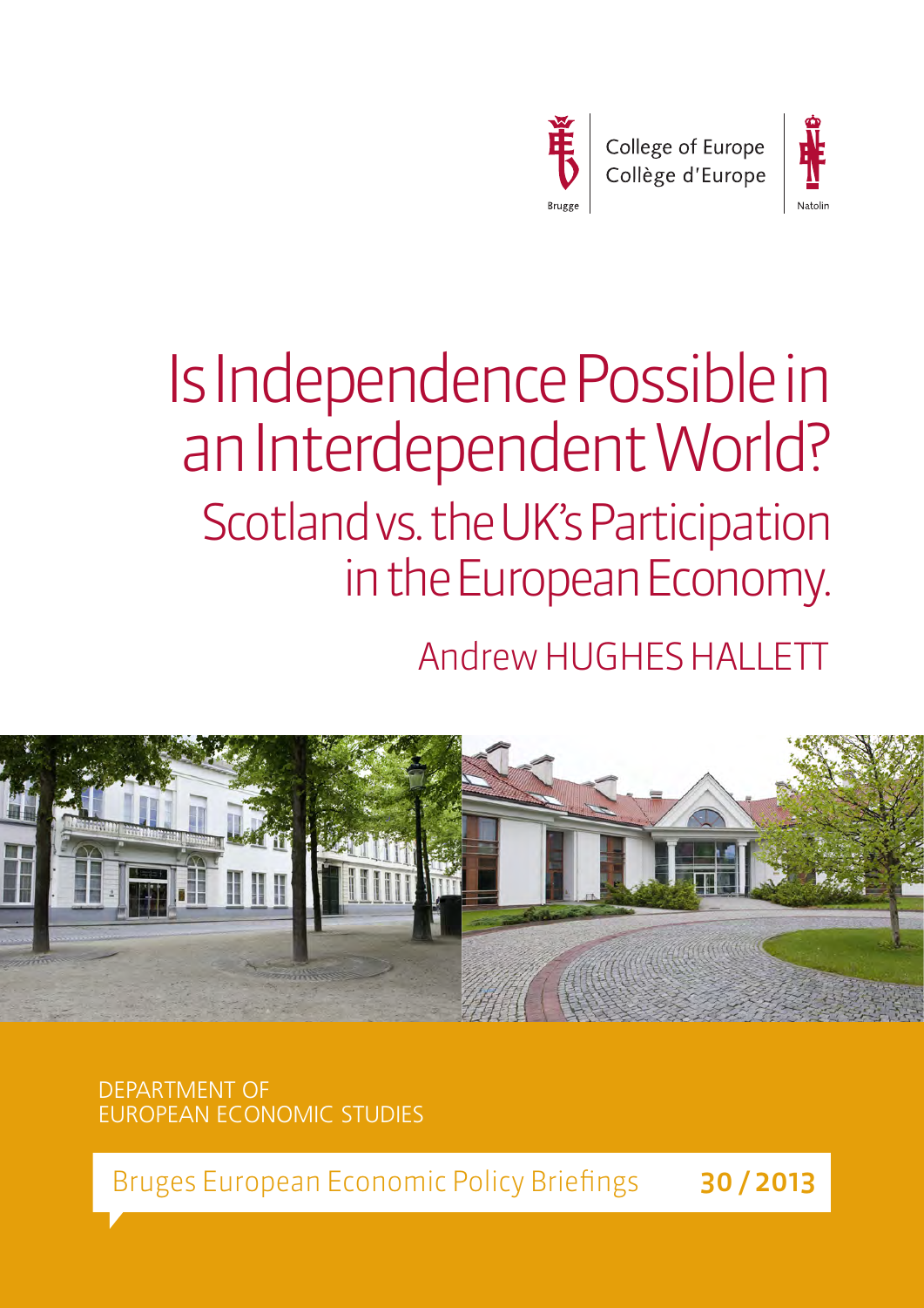College of Europe
Collège d'Europe

Brugge

Natolin

# Is Independence Possible in an Interdependent World?

## Scotland vs. the UK's Participation in the European Economy.

Andrew HUGHES HALLETT

DEPARTMENT OF
EUROPEAN ECONOMIC STUDIES

Bruges European Economic Policy Briefings **30 / 2013**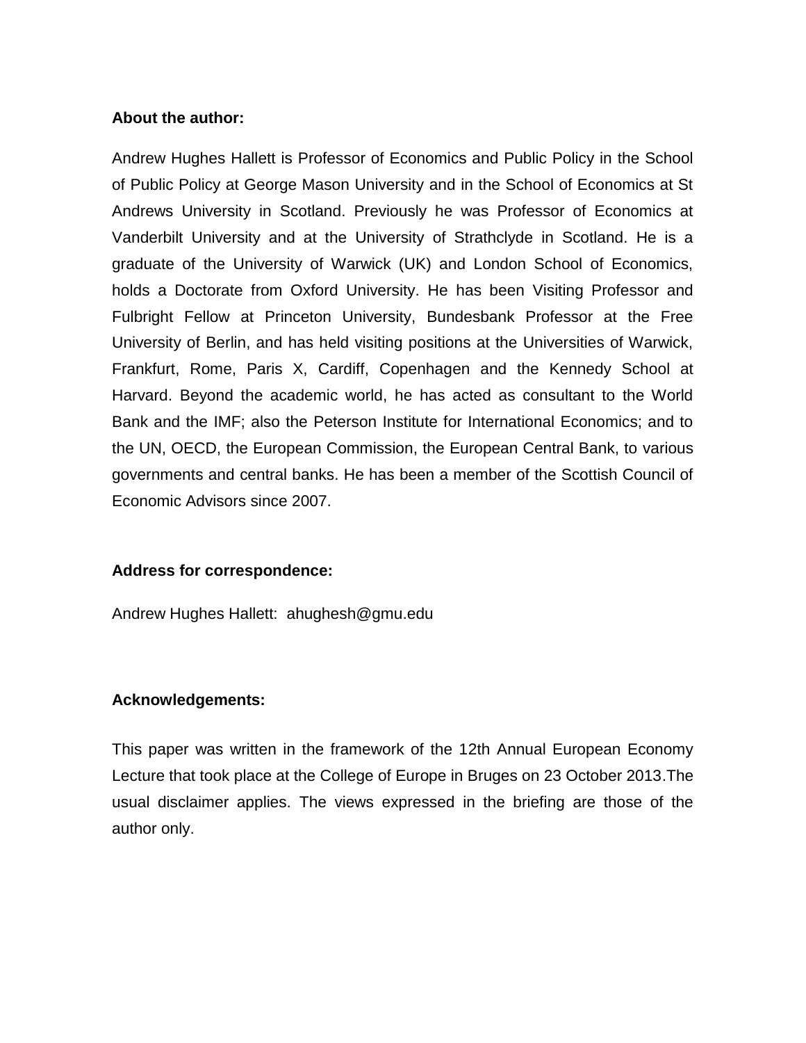**About the author:**

Andrew Hughes Hallett is Professor of Economics and Public Policy in the School of Public Policy at George Mason University and in the School of Economics at St Andrews University in Scotland. Previously he was Professor of Economics at Vanderbilt University and at the University of Strathclyde in Scotland. He is a graduate of the University of Warwick (UK) and London School of Economics, holds a Doctorate from Oxford University. He has been Visiting Professor and Fulbright Fellow at Princeton University, Bundesbank Professor at the Free University of Berlin, and has held visiting positions at the Universities of Warwick, Frankfurt, Rome, Paris X, Cardiff, Copenhagen and the Kennedy School at Harvard. Beyond the academic world, he has acted as consultant to the World Bank and the IMF; also the Peterson Institute for International Economics; and to the UN, OECD, the European Commission, the European Central Bank, to various governments and central banks. He has been a member of the Scottish Council of Economic Advisors since 2007.

**Address for correspondence:**

Andrew Hughes Hallett: ahughesh@gmu.edu

**Acknowledgements:**

This paper was written in the framework of the 12th Annual European Economy Lecture that took place at the College of Europe in Bruges on 23 October 2013.The usual disclaimer applies. The views expressed in the briefing are those of the author only.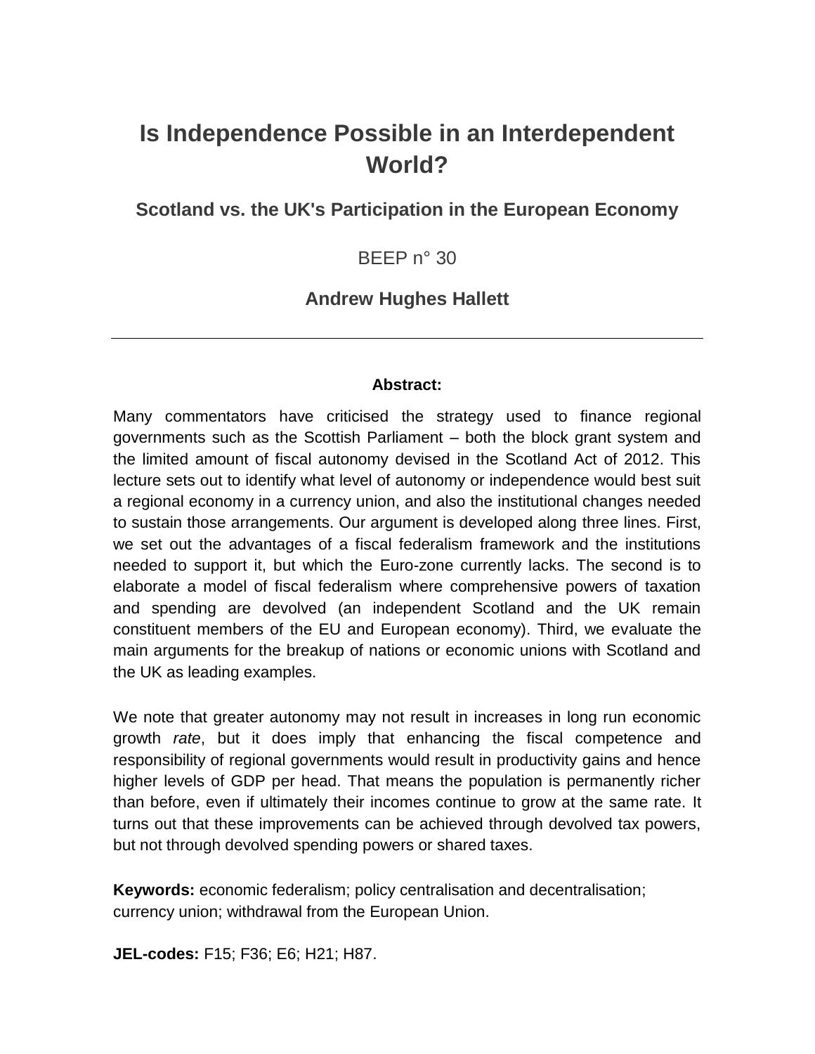# Is Independence Possible in an Interdependent World?

## Scotland vs. the UK's Participation in the European Economy

BEEP n° 30

**Andrew Hughes Hallett**

---

**Abstract:**

Many commentators have criticised the strategy used to finance regional governments such as the Scottish Parliament – both the block grant system and the limited amount of fiscal autonomy devised in the Scotland Act of 2012. This lecture sets out to identify what level of autonomy or independence would best suit a regional economy in a currency union, and also the institutional changes needed to sustain those arrangements. Our argument is developed along three lines. First, we set out the advantages of a fiscal federalism framework and the institutions needed to support it, but which the Euro-zone currently lacks. The second is to elaborate a model of fiscal federalism where comprehensive powers of taxation and spending are devolved (an independent Scotland and the UK remain constituent members of the EU and European economy). Third, we evaluate the main arguments for the breakup of nations or economic unions with Scotland and the UK as leading examples.

We note that greater autonomy may not result in increases in long run economic growth *rate*, but it does imply that enhancing the fiscal competence and responsibility of regional governments would result in productivity gains and hence higher levels of GDP per head. That means the population is permanently richer than before, even if ultimately their incomes continue to grow at the same rate. It turns out that these improvements can be achieved through devolved tax powers, but not through devolved spending powers or shared taxes.

**Keywords:** economic federalism; policy centralisation and decentralisation; currency union; withdrawal from the European Union.

**JEL-codes:** F15; F36; E6; H21; H87.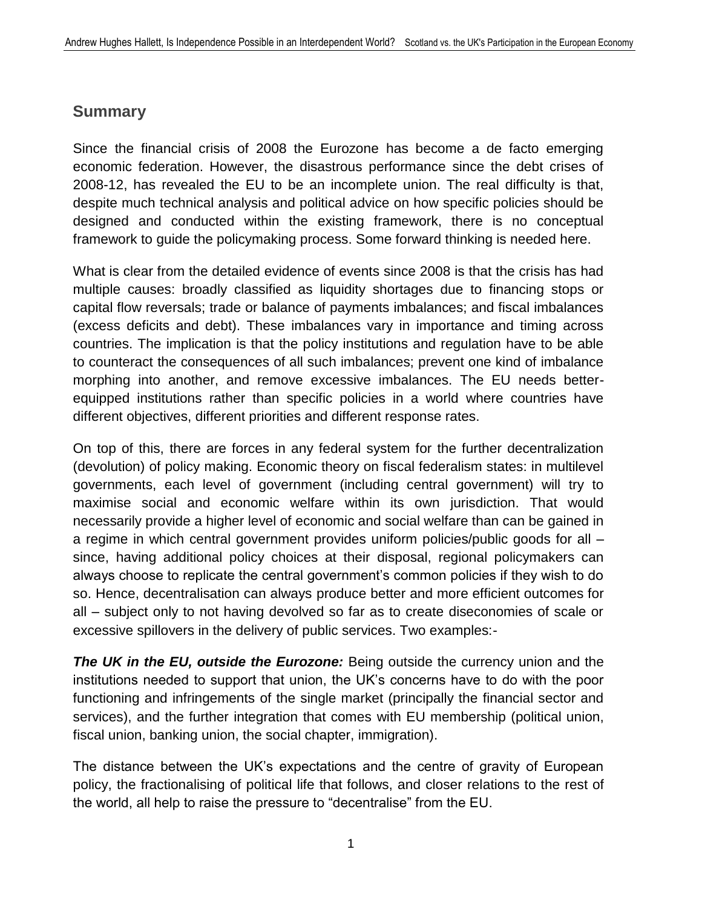## Summary

Since the financial crisis of 2008 the Eurozone has become a de facto emerging economic federation. However, the disastrous performance since the debt crises of 2008-12, has revealed the EU to be an incomplete union. The real difficulty is that, despite much technical analysis and political advice on how specific policies should be designed and conducted within the existing framework, there is no conceptual framework to guide the policymaking process. Some forward thinking is needed here.

What is clear from the detailed evidence of events since 2008 is that the crisis has had multiple causes: broadly classified as liquidity shortages due to financing stops or capital flow reversals; trade or balance of payments imbalances; and fiscal imbalances (excess deficits and debt). These imbalances vary in importance and timing across countries. The implication is that the policy institutions and regulation have to be able to counteract the consequences of all such imbalances; prevent one kind of imbalance morphing into another, and remove excessive imbalances. The EU needs better-equipped institutions rather than specific policies in a world where countries have different objectives, different priorities and different response rates.

On top of this, there are forces in any federal system for the further decentralization (devolution) of policy making. Economic theory on fiscal federalism states: in multilevel governments, each level of government (including central government) will try to maximise social and economic welfare within its own jurisdiction. That would necessarily provide a higher level of economic and social welfare than can be gained in a regime in which central government provides uniform policies/public goods for all – since, having additional policy choices at their disposal, regional policymakers can always choose to replicate the central government's common policies if they wish to do so. Hence, decentralisation can always produce better and more efficient outcomes for all – subject only to not having devolved so far as to create diseconomies of scale or excessive spillovers in the delivery of public services. Two examples:-

***The UK in the EU, outside the Eurozone:*** Being outside the currency union and the institutions needed to support that union, the UK's concerns have to do with the poor functioning and infringements of the single market (principally the financial sector and services), and the further integration that comes with EU membership (political union, fiscal union, banking union, the social chapter, immigration).

The distance between the UK's expectations and the centre of gravity of European policy, the fractionalising of political life that follows, and closer relations to the rest of the world, all help to raise the pressure to "decentralise" from the EU.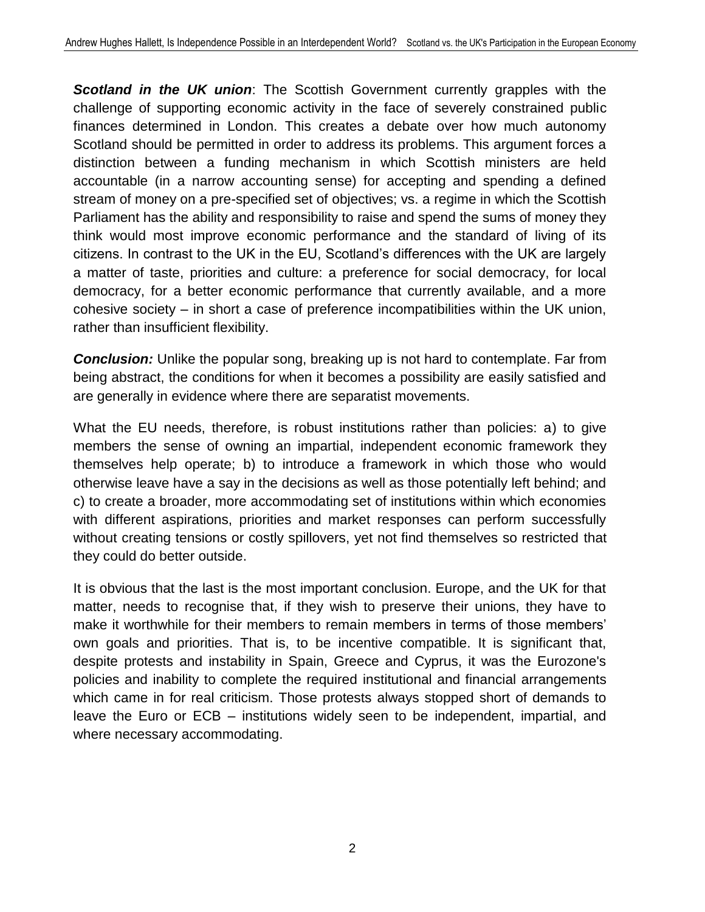***Scotland in the UK union***: The Scottish Government currently grapples with the challenge of supporting economic activity in the face of severely constrained public finances determined in London. This creates a debate over how much autonomy Scotland should be permitted in order to address its problems. This argument forces a distinction between a funding mechanism in which Scottish ministers are held accountable (in a narrow accounting sense) for accepting and spending a defined stream of money on a pre-specified set of objectives; vs. a regime in which the Scottish Parliament has the ability and responsibility to raise and spend the sums of money they think would most improve economic performance and the standard of living of its citizens. In contrast to the UK in the EU, Scotland's differences with the UK are largely a matter of taste, priorities and culture: a preference for social democracy, for local democracy, for a better economic performance that currently available, and a more cohesive society – in short a case of preference incompatibilities within the UK union, rather than insufficient flexibility.

***Conclusion:*** Unlike the popular song, breaking up is not hard to contemplate. Far from being abstract, the conditions for when it becomes a possibility are easily satisfied and are generally in evidence where there are separatist movements.

What the EU needs, therefore, is robust institutions rather than policies: a) to give members the sense of owning an impartial, independent economic framework they themselves help operate; b) to introduce a framework in which those who would otherwise leave have a say in the decisions as well as those potentially left behind; and c) to create a broader, more accommodating set of institutions within which economies with different aspirations, priorities and market responses can perform successfully without creating tensions or costly spillovers, yet not find themselves so restricted that they could do better outside.

It is obvious that the last is the most important conclusion. Europe, and the UK for that matter, needs to recognise that, if they wish to preserve their unions, they have to make it worthwhile for their members to remain members in terms of those members' own goals and priorities. That is, to be incentive compatible. It is significant that, despite protests and instability in Spain, Greece and Cyprus, it was the Eurozone's policies and inability to complete the required institutional and financial arrangements which came in for real criticism. Those protests always stopped short of demands to leave the Euro or ECB – institutions widely seen to be independent, impartial, and where necessary accommodating.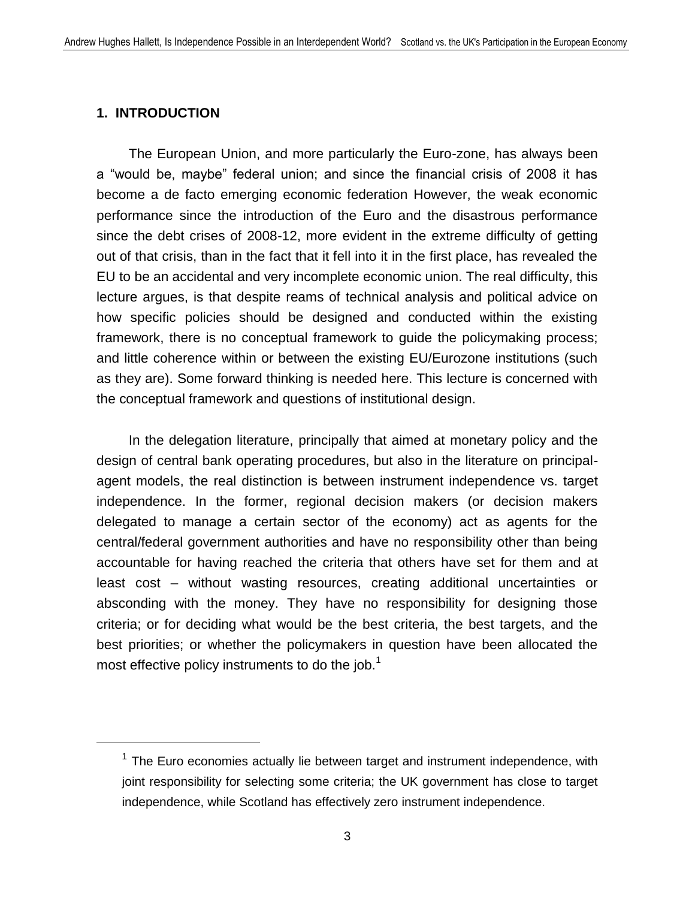## 1. INTRODUCTION

The European Union, and more particularly the Euro-zone, has always been a "would be, maybe" federal union; and since the financial crisis of 2008 it has become a de facto emerging economic federation However, the weak economic performance since the introduction of the Euro and the disastrous performance since the debt crises of 2008-12, more evident in the extreme difficulty of getting out of that crisis, than in the fact that it fell into it in the first place, has revealed the EU to be an accidental and very incomplete economic union. The real difficulty, this lecture argues, is that despite reams of technical analysis and political advice on how specific policies should be designed and conducted within the existing framework, there is no conceptual framework to guide the policymaking process; and little coherence within or between the existing EU/Eurozone institutions (such as they are). Some forward thinking is needed here. This lecture is concerned with the conceptual framework and questions of institutional design.

In the delegation literature, principally that aimed at monetary policy and the design of central bank operating procedures, but also in the literature on principal-agent models, the real distinction is between instrument independence vs. target independence. In the former, regional decision makers (or decision makers delegated to manage a certain sector of the economy) act as agents for the central/federal government authorities and have no responsibility other than being accountable for having reached the criteria that others have set for them and at least cost – without wasting resources, creating additional uncertainties or absconding with the money. They have no responsibility for designing those criteria; or for deciding what would be the best criteria, the best targets, and the best priorities; or whether the policymakers in question have been allocated the most effective policy instruments to do the job.[1]

[1] The Euro economies actually lie between target and instrument independence, with joint responsibility for selecting some criteria; the UK government has close to target independence, while Scotland has effectively zero instrument independence.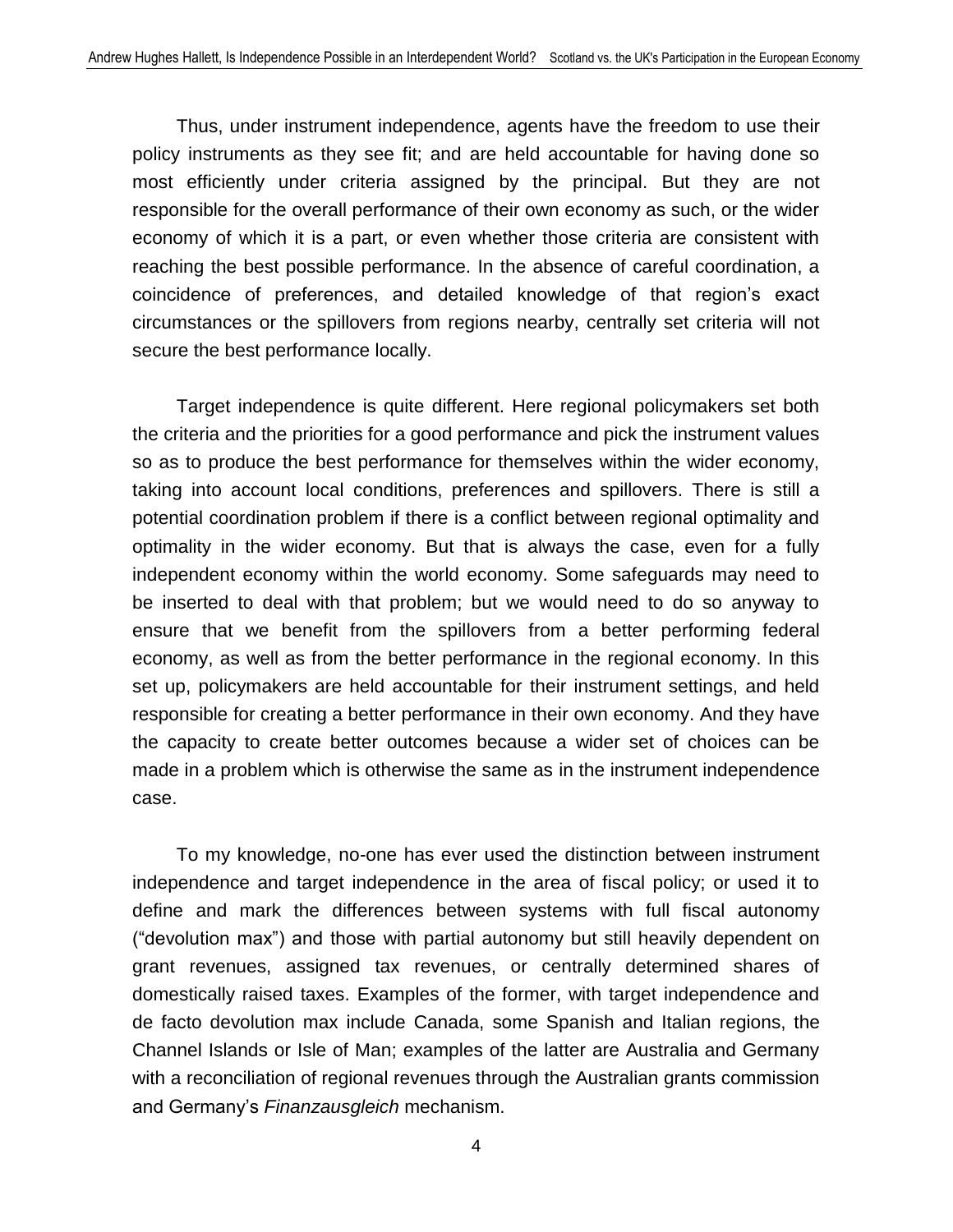Thus, under instrument independence, agents have the freedom to use their policy instruments as they see fit; and are held accountable for having done so most efficiently under criteria assigned by the principal. But they are not responsible for the overall performance of their own economy as such, or the wider economy of which it is a part, or even whether those criteria are consistent with reaching the best possible performance. In the absence of careful coordination, a coincidence of preferences, and detailed knowledge of that region's exact circumstances or the spillovers from regions nearby, centrally set criteria will not secure the best performance locally.

Target independence is quite different. Here regional policymakers set both the criteria and the priorities for a good performance and pick the instrument values so as to produce the best performance for themselves within the wider economy, taking into account local conditions, preferences and spillovers. There is still a potential coordination problem if there is a conflict between regional optimality and optimality in the wider economy. But that is always the case, even for a fully independent economy within the world economy. Some safeguards may need to be inserted to deal with that problem; but we would need to do so anyway to ensure that we benefit from the spillovers from a better performing federal economy, as well as from the better performance in the regional economy. In this set up, policymakers are held accountable for their instrument settings, and held responsible for creating a better performance in their own economy. And they have the capacity to create better outcomes because a wider set of choices can be made in a problem which is otherwise the same as in the instrument independence case.

To my knowledge, no-one has ever used the distinction between instrument independence and target independence in the area of fiscal policy; or used it to define and mark the differences between systems with full fiscal autonomy ("devolution max") and those with partial autonomy but still heavily dependent on grant revenues, assigned tax revenues, or centrally determined shares of domestically raised taxes. Examples of the former, with target independence and de facto devolution max include Canada, some Spanish and Italian regions, the Channel Islands or Isle of Man; examples of the latter are Australia and Germany with a reconciliation of regional revenues through the Australian grants commission and Germany's *Finanzausgleich* mechanism.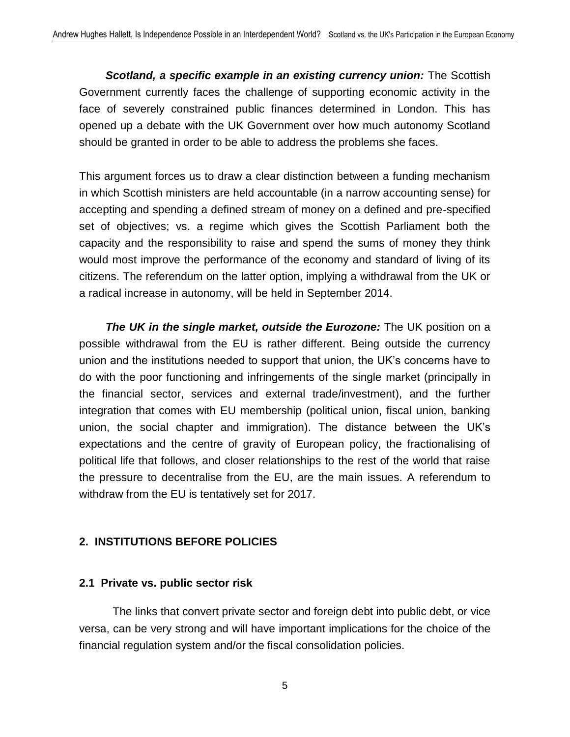***Scotland, a specific example in an existing currency union:*** The Scottish Government currently faces the challenge of supporting economic activity in the face of severely constrained public finances determined in London. This has opened up a debate with the UK Government over how much autonomy Scotland should be granted in order to be able to address the problems she faces.

This argument forces us to draw a clear distinction between a funding mechanism in which Scottish ministers are held accountable (in a narrow accounting sense) for accepting and spending a defined stream of money on a defined and pre-specified set of objectives; vs. a regime which gives the Scottish Parliament both the capacity and the responsibility to raise and spend the sums of money they think would most improve the performance of the economy and standard of living of its citizens. The referendum on the latter option, implying a withdrawal from the UK or a radical increase in autonomy, will be held in September 2014.

***The UK in the single market, outside the Eurozone:*** The UK position on a possible withdrawal from the EU is rather different. Being outside the currency union and the institutions needed to support that union, the UK's concerns have to do with the poor functioning and infringements of the single market (principally in the financial sector, services and external trade/investment), and the further integration that comes with EU membership (political union, fiscal union, banking union, the social chapter and immigration). The distance between the UK's expectations and the centre of gravity of European policy, the fractionalising of political life that follows, and closer relationships to the rest of the world that raise the pressure to decentralise from the EU, are the main issues. A referendum to withdraw from the EU is tentatively set for 2017.

## 2. INSTITUTIONS BEFORE POLICIES

### 2.1 Private vs. public sector risk

The links that convert private sector and foreign debt into public debt, or vice versa, can be very strong and will have important implications for the choice of the financial regulation system and/or the fiscal consolidation policies.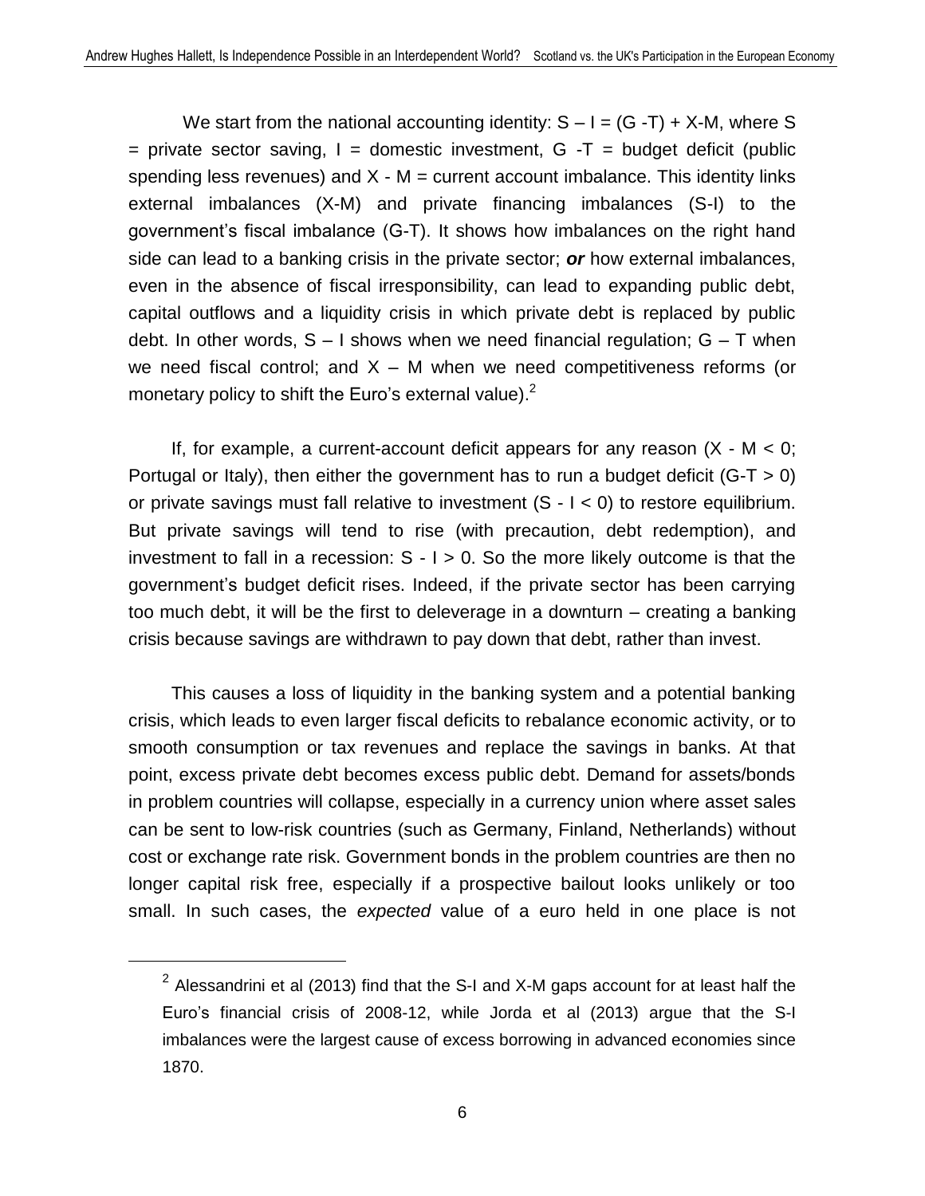We start from the national accounting identity: $S - I = (G - T) + X - M$, where S = private sector saving, I = domestic investment, G -T = budget deficit (public spending less revenues) and X - M = current account imbalance. This identity links external imbalances (X-M) and private financing imbalances (S-I) to the government's fiscal imbalance (G-T). It shows how imbalances on the right hand side can lead to a banking crisis in the private sector; ***or*** how external imbalances, even in the absence of fiscal irresponsibility, can lead to expanding public debt, capital outflows and a liquidity crisis in which private debt is replaced by public debt. In other words, $S - I$ shows when we need financial regulation; $G - T$ when we need fiscal control; and $X - M$ when we need competitiveness reforms (or monetary policy to shift the Euro's external value).[2]

If, for example, a current-account deficit appears for any reason ($X - M < 0$; Portugal or Italy), then either the government has to run a budget deficit ($G-T > 0$) or private savings must fall relative to investment ($S - I < 0$) to restore equilibrium. But private savings will tend to rise (with precaution, debt redemption), and investment to fall in a recession: $S - I > 0$. So the more likely outcome is that the government's budget deficit rises. Indeed, if the private sector has been carrying too much debt, it will be the first to deleverage in a downturn – creating a banking crisis because savings are withdrawn to pay down that debt, rather than invest.

This causes a loss of liquidity in the banking system and a potential banking crisis, which leads to even larger fiscal deficits to rebalance economic activity, or to smooth consumption or tax revenues and replace the savings in banks. At that point, excess private debt becomes excess public debt. Demand for assets/bonds in problem countries will collapse, especially in a currency union where asset sales can be sent to low-risk countries (such as Germany, Finland, Netherlands) without cost or exchange rate risk. Government bonds in the problem countries are then no longer capital risk free, especially if a prospective bailout looks unlikely or too small. In such cases, the *expected* value of a euro held in one place is not

[2] Alessandrini et al (2013) find that the S-I and X-M gaps account for at least half the Euro's financial crisis of 2008-12, while Jorda et al (2013) argue that the S-I imbalances were the largest cause of excess borrowing in advanced economies since 1870.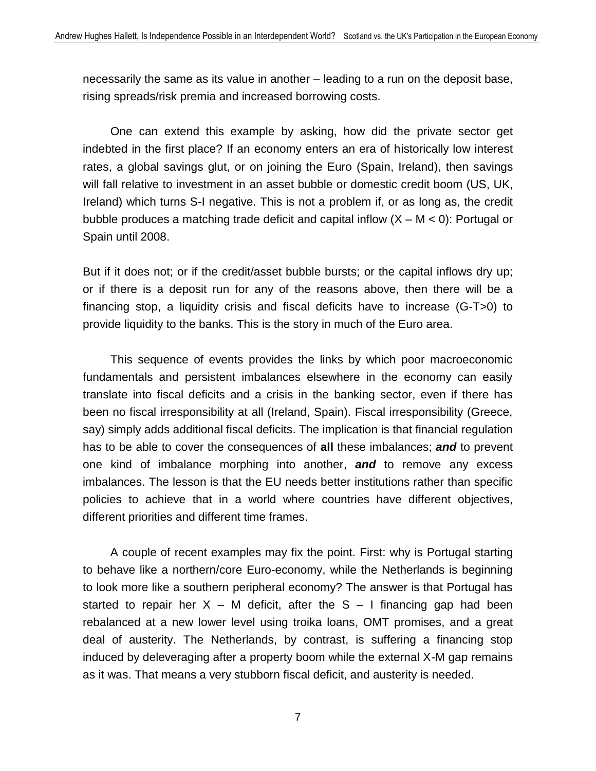necessarily the same as its value in another – leading to a run on the deposit base, rising spreads/risk premia and increased borrowing costs.

One can extend this example by asking, how did the private sector get indebted in the first place? If an economy enters an era of historically low interest rates, a global savings glut, or on joining the Euro (Spain, Ireland), then savings will fall relative to investment in an asset bubble or domestic credit boom (US, UK, Ireland) which turns S-I negative. This is not a problem if, or as long as, the credit bubble produces a matching trade deficit and capital inflow ($X - M < 0$): Portugal or Spain until 2008.

But if it does not; or if the credit/asset bubble bursts; or the capital inflows dry up; or if there is a deposit run for any of the reasons above, then there will be a financing stop, a liquidity crisis and fiscal deficits have to increase ($G\text{-}T>0$) to provide liquidity to the banks. This is the story in much of the Euro area.

This sequence of events provides the links by which poor macroeconomic fundamentals and persistent imbalances elsewhere in the economy can easily translate into fiscal deficits and a crisis in the banking sector, even if there has been no fiscal irresponsibility at all (Ireland, Spain). Fiscal irresponsibility (Greece, say) simply adds additional fiscal deficits. The implication is that financial regulation has to be able to cover the consequences of **all** these imbalances; ***and*** to prevent one kind of imbalance morphing into another, ***and*** to remove any excess imbalances. The lesson is that the EU needs better institutions rather than specific policies to achieve that in a world where countries have different objectives, different priorities and different time frames.

A couple of recent examples may fix the point. First: why is Portugal starting to behave like a northern/core Euro-economy, while the Netherlands is beginning to look more like a southern peripheral economy? The answer is that Portugal has started to repair her $X - M$ deficit, after the $S - I$ financing gap had been rebalanced at a new lower level using troika loans, OMT promises, and a great deal of austerity. The Netherlands, by contrast, is suffering a financing stop induced by deleveraging after a property boom while the external X-M gap remains as it was. That means a very stubborn fiscal deficit, and austerity is needed.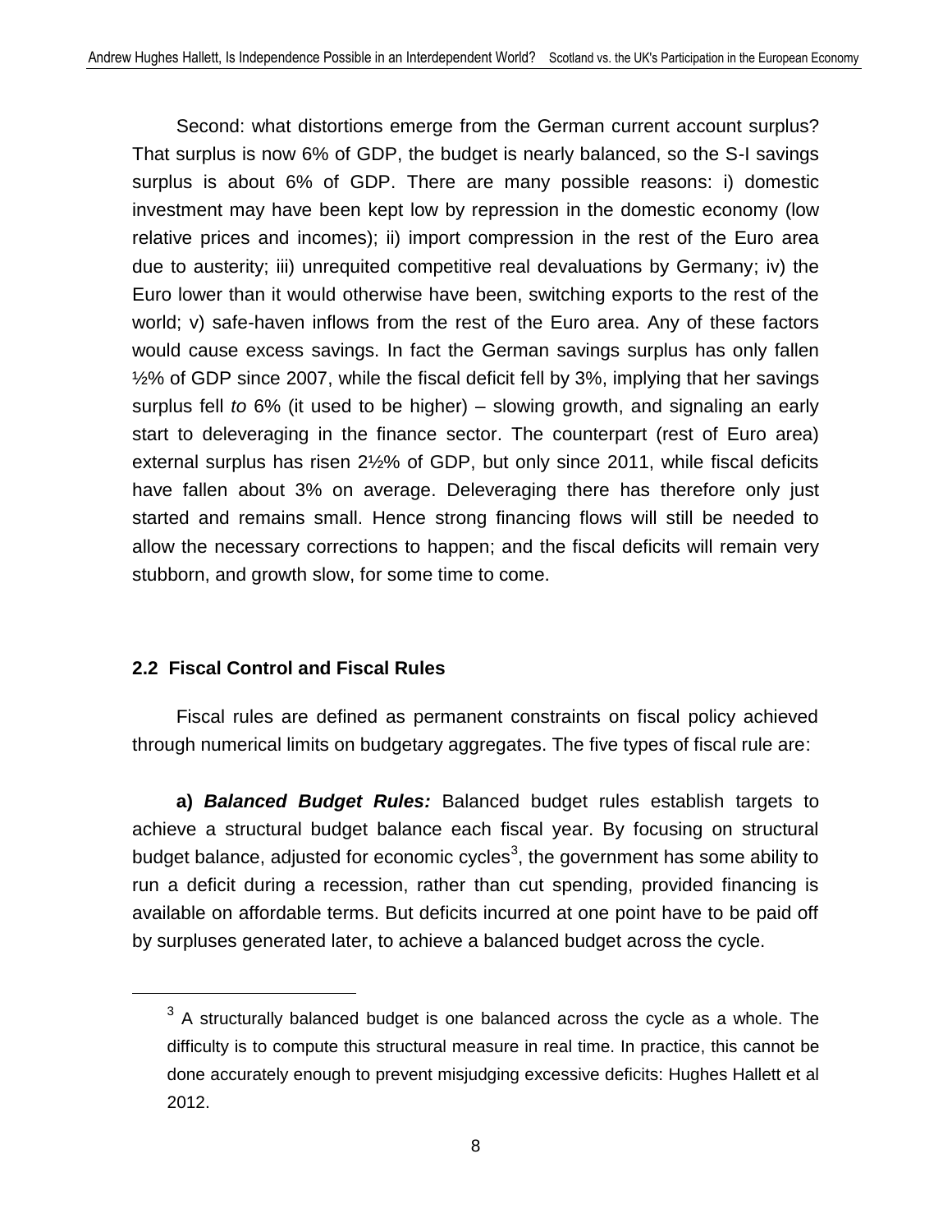Second: what distortions emerge from the German current account surplus? That surplus is now 6% of GDP, the budget is nearly balanced, so the S-I savings surplus is about 6% of GDP. There are many possible reasons: i) domestic investment may have been kept low by repression in the domestic economy (low relative prices and incomes); ii) import compression in the rest of the Euro area due to austerity; iii) unrequited competitive real devaluations by Germany; iv) the Euro lower than it would otherwise have been, switching exports to the rest of the world; v) safe-haven inflows from the rest of the Euro area. Any of these factors would cause excess savings. In fact the German savings surplus has only fallen ½% of GDP since 2007, while the fiscal deficit fell by 3%, implying that her savings surplus fell *to* 6% (it used to be higher) – slowing growth, and signaling an early start to deleveraging in the finance sector. The counterpart (rest of Euro area) external surplus has risen 2½% of GDP, but only since 2011, while fiscal deficits have fallen about 3% on average. Deleveraging there has therefore only just started and remains small. Hence strong financing flows will still be needed to allow the necessary corrections to happen; and the fiscal deficits will remain very stubborn, and growth slow, for some time to come.

## 2.2 Fiscal Control and Fiscal Rules

Fiscal rules are defined as permanent constraints on fiscal policy achieved through numerical limits on budgetary aggregates. The five types of fiscal rule are:

**a)** ***Balanced Budget Rules:*** Balanced budget rules establish targets to achieve a structural budget balance each fiscal year. By focusing on structural budget balance, adjusted for economic cycles[3], the government has some ability to run a deficit during a recession, rather than cut spending, provided financing is available on affordable terms. But deficits incurred at one point have to be paid off by surpluses generated later, to achieve a balanced budget across the cycle.

[3] A structurally balanced budget is one balanced across the cycle as a whole. The difficulty is to compute this structural measure in real time. In practice, this cannot be done accurately enough to prevent misjudging excessive deficits: Hughes Hallett et al 2012.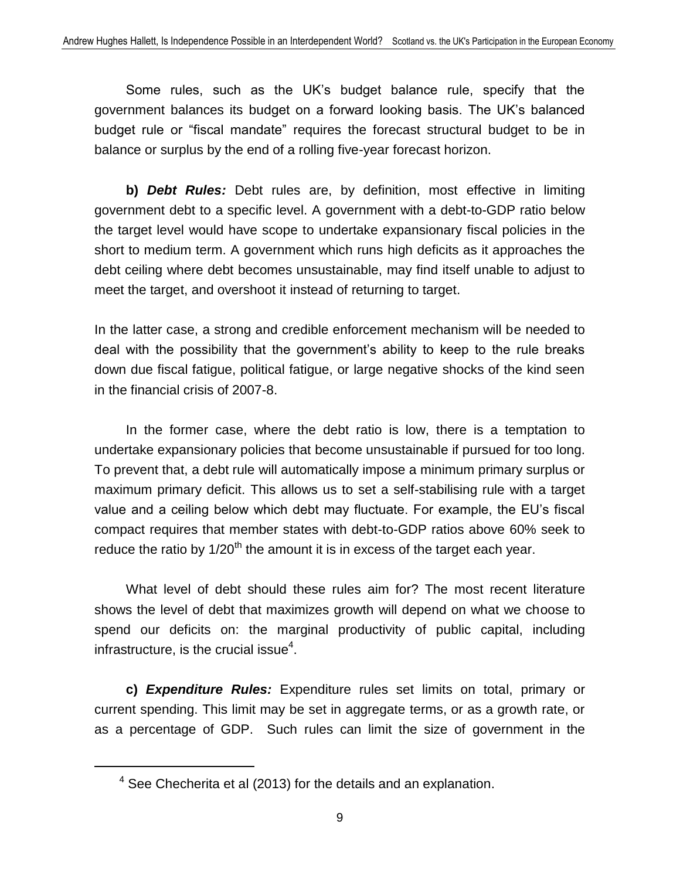Some rules, such as the UK's budget balance rule, specify that the government balances its budget on a forward looking basis. The UK's balanced budget rule or "fiscal mandate" requires the forecast structural budget to be in balance or surplus by the end of a rolling five-year forecast horizon.

**b)** ***Debt Rules:*** Debt rules are, by definition, most effective in limiting government debt to a specific level. A government with a debt-to-GDP ratio below the target level would have scope to undertake expansionary fiscal policies in the short to medium term. A government which runs high deficits as it approaches the debt ceiling where debt becomes unsustainable, may find itself unable to adjust to meet the target, and overshoot it instead of returning to target.

In the latter case, a strong and credible enforcement mechanism will be needed to deal with the possibility that the government's ability to keep to the rule breaks down due fiscal fatigue, political fatigue, or large negative shocks of the kind seen in the financial crisis of 2007-8.

In the former case, where the debt ratio is low, there is a temptation to undertake expansionary policies that become unsustainable if pursued for too long. To prevent that, a debt rule will automatically impose a minimum primary surplus or maximum primary deficit. This allows us to set a self-stabilising rule with a target value and a ceiling below which debt may fluctuate. For example, the EU's fiscal compact requires that member states with debt-to-GDP ratios above 60% seek to reduce the ratio by $1/20^{th}$ the amount it is in excess of the target each year.

What level of debt should these rules aim for? The most recent literature shows the level of debt that maximizes growth will depend on what we choose to spend our deficits on: the marginal productivity of public capital, including infrastructure, is the crucial issue[4].

**c)** ***Expenditure Rules:*** Expenditure rules set limits on total, primary or current spending. This limit may be set in aggregate terms, or as a growth rate, or as a percentage of GDP. Such rules can limit the size of government in the

[4] See Checherita et al (2013) for the details and an explanation.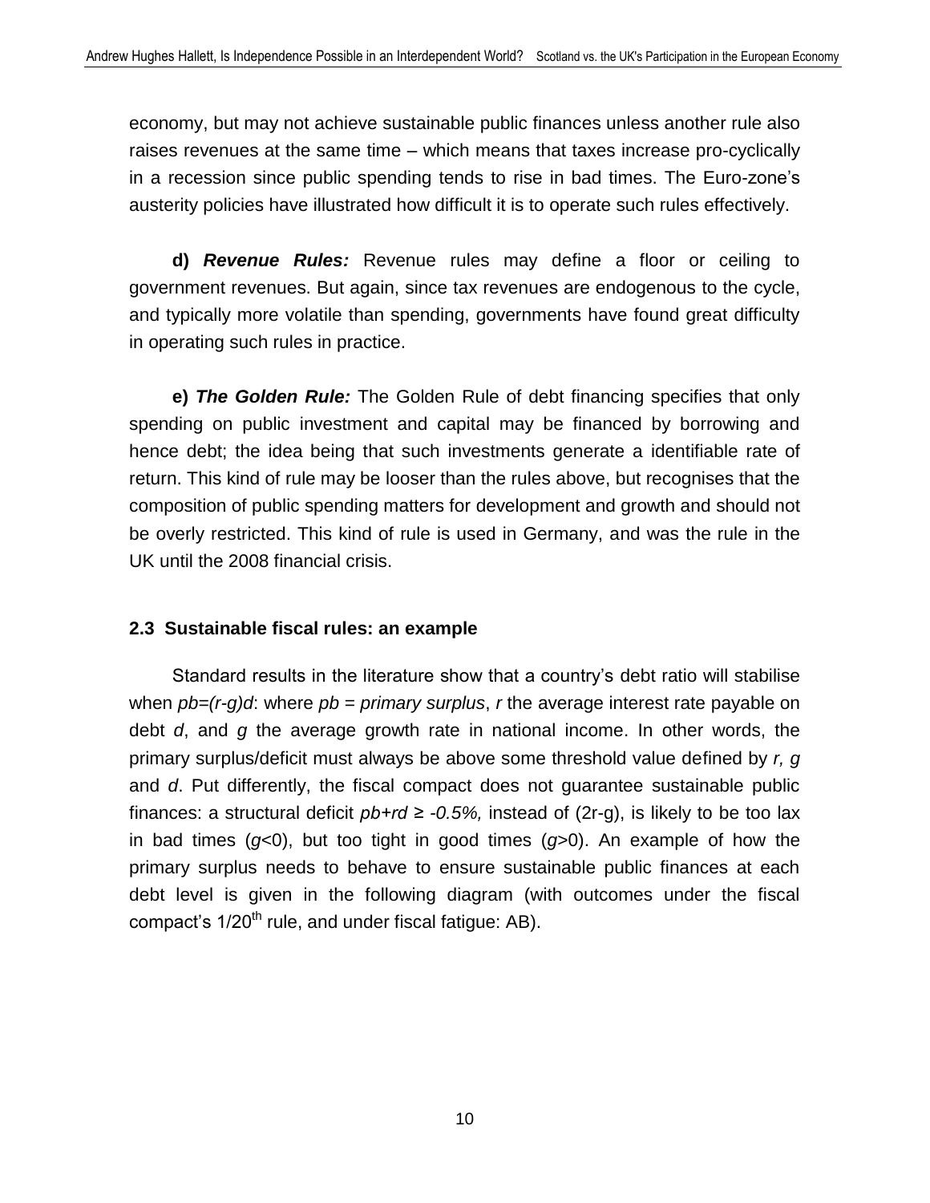economy, but may not achieve sustainable public finances unless another rule also raises revenues at the same time – which means that taxes increase pro-cyclically in a recession since public spending tends to rise in bad times. The Euro-zone's austerity policies have illustrated how difficult it is to operate such rules effectively.

**d)** ***Revenue Rules:*** Revenue rules may define a floor or ceiling to government revenues. But again, since tax revenues are endogenous to the cycle, and typically more volatile than spending, governments have found great difficulty in operating such rules in practice.

**e)** ***The Golden Rule:*** The Golden Rule of debt financing specifies that only spending on public investment and capital may be financed by borrowing and hence debt; the idea being that such investments generate a identifiable rate of return. This kind of rule may be looser than the rules above, but recognises that the composition of public spending matters for development and growth and should not be overly restricted. This kind of rule is used in Germany, and was the rule in the UK until the 2008 financial crisis.

## 2.3 Sustainable fiscal rules: an example

Standard results in the literature show that a country's debt ratio will stabilise when $pb=(r-g)d$: where $pb$ = *primary surplus*, $r$ the average interest rate payable on debt $d$, and $g$ the average growth rate in national income. In other words, the primary surplus/deficit must always be above some threshold value defined by $r$, $g$ and $d$. Put differently, the fiscal compact does not guarantee sustainable public finances: a structural deficit $pb+rd \geq -0.5\%$, instead of (2r-g), is likely to be too lax in bad times ($g$<0), but too tight in good times ($g$>0). An example of how the primary surplus needs to behave to ensure sustainable public finances at each debt level is given in the following diagram (with outcomes under the fiscal compact's 1/20th rule, and under fiscal fatigue: AB).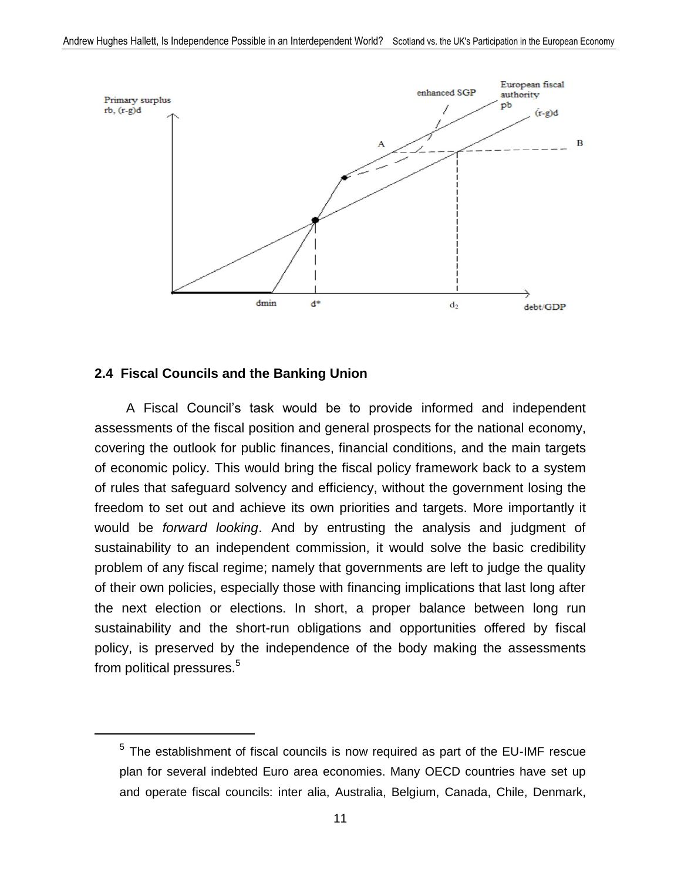## 2.4 Fiscal Councils and the Banking Union

A Fiscal Council's task would be to provide informed and independent assessments of the fiscal position and general prospects for the national economy, covering the outlook for public finances, financial conditions, and the main targets of economic policy. This would bring the fiscal policy framework back to a system of rules that safeguard solvency and efficiency, without the government losing the freedom to set out and achieve its own priorities and targets. More importantly it would be *forward looking*. And by entrusting the analysis and judgment of sustainability to an independent commission, it would solve the basic credibility problem of any fiscal regime; namely that governments are left to judge the quality of their own policies, especially those with financing implications that last long after the next election or elections. In short, a proper balance between long run sustainability and the short-run obligations and opportunities offered by fiscal policy, is preserved by the independence of the body making the assessments from political pressures.[5]

---

[5] The establishment of fiscal councils is now required as part of the EU-IMF rescue plan for several indebted Euro area economies. Many OECD countries have set up and operate fiscal councils: inter alia, Australia, Belgium, Canada, Chile, Denmark,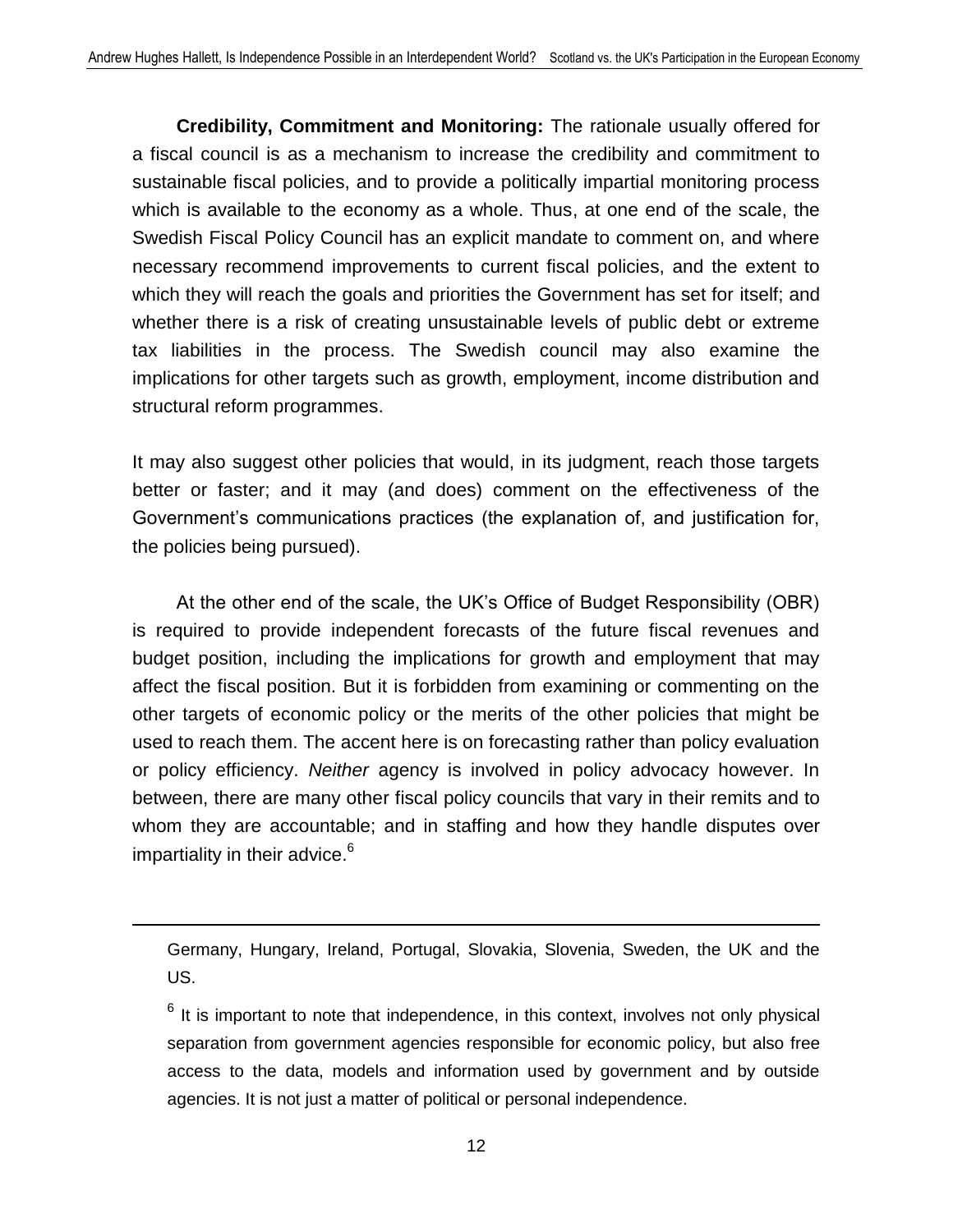**Credibility, Commitment and Monitoring:** The rationale usually offered for a fiscal council is as a mechanism to increase the credibility and commitment to sustainable fiscal policies, and to provide a politically impartial monitoring process which is available to the economy as a whole. Thus, at one end of the scale, the Swedish Fiscal Policy Council has an explicit mandate to comment on, and where necessary recommend improvements to current fiscal policies, and the extent to which they will reach the goals and priorities the Government has set for itself; and whether there is a risk of creating unsustainable levels of public debt or extreme tax liabilities in the process. The Swedish council may also examine the implications for other targets such as growth, employment, income distribution and structural reform programmes.

It may also suggest other policies that would, in its judgment, reach those targets better or faster; and it may (and does) comment on the effectiveness of the Government's communications practices (the explanation of, and justification for, the policies being pursued).

At the other end of the scale, the UK's Office of Budget Responsibility (OBR) is required to provide independent forecasts of the future fiscal revenues and budget position, including the implications for growth and employment that may affect the fiscal position. But it is forbidden from examining or commenting on the other targets of economic policy or the merits of the other policies that might be used to reach them. The accent here is on forecasting rather than policy evaluation or policy efficiency. *Neither* agency is involved in policy advocacy however. In between, there are many other fiscal policy councils that vary in their remits and to whom they are accountable; and in staffing and how they handle disputes over impartiality in their advice.[6]

---

Germany, Hungary, Ireland, Portugal, Slovakia, Slovenia, Sweden, the UK and the US.

[6] It is important to note that independence, in this context, involves not only physical separation from government agencies responsible for economic policy, but also free access to the data, models and information used by government and by outside agencies. It is not just a matter of political or personal independence.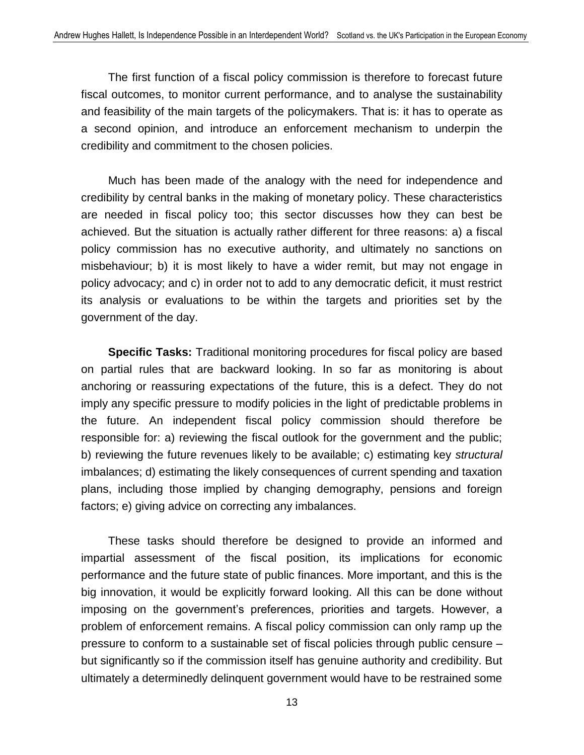The first function of a fiscal policy commission is therefore to forecast future fiscal outcomes, to monitor current performance, and to analyse the sustainability and feasibility of the main targets of the policymakers. That is: it has to operate as a second opinion, and introduce an enforcement mechanism to underpin the credibility and commitment to the chosen policies.

Much has been made of the analogy with the need for independence and credibility by central banks in the making of monetary policy. These characteristics are needed in fiscal policy too; this sector discusses how they can best be achieved. But the situation is actually rather different for three reasons: a) a fiscal policy commission has no executive authority, and ultimately no sanctions on misbehaviour; b) it is most likely to have a wider remit, but may not engage in policy advocacy; and c) in order not to add to any democratic deficit, it must restrict its analysis or evaluations to be within the targets and priorities set by the government of the day.

**Specific Tasks:** Traditional monitoring procedures for fiscal policy are based on partial rules that are backward looking. In so far as monitoring is about anchoring or reassuring expectations of the future, this is a defect. They do not imply any specific pressure to modify policies in the light of predictable problems in the future. An independent fiscal policy commission should therefore be responsible for: a) reviewing the fiscal outlook for the government and the public; b) reviewing the future revenues likely to be available; c) estimating key *structural* imbalances; d) estimating the likely consequences of current spending and taxation plans, including those implied by changing demography, pensions and foreign factors; e) giving advice on correcting any imbalances.

These tasks should therefore be designed to provide an informed and impartial assessment of the fiscal position, its implications for economic performance and the future state of public finances. More important, and this is the big innovation, it would be explicitly forward looking. All this can be done without imposing on the government's preferences, priorities and targets. However, a problem of enforcement remains. A fiscal policy commission can only ramp up the pressure to conform to a sustainable set of fiscal policies through public censure – but significantly so if the commission itself has genuine authority and credibility. But ultimately a determinedly delinquent government would have to be restrained some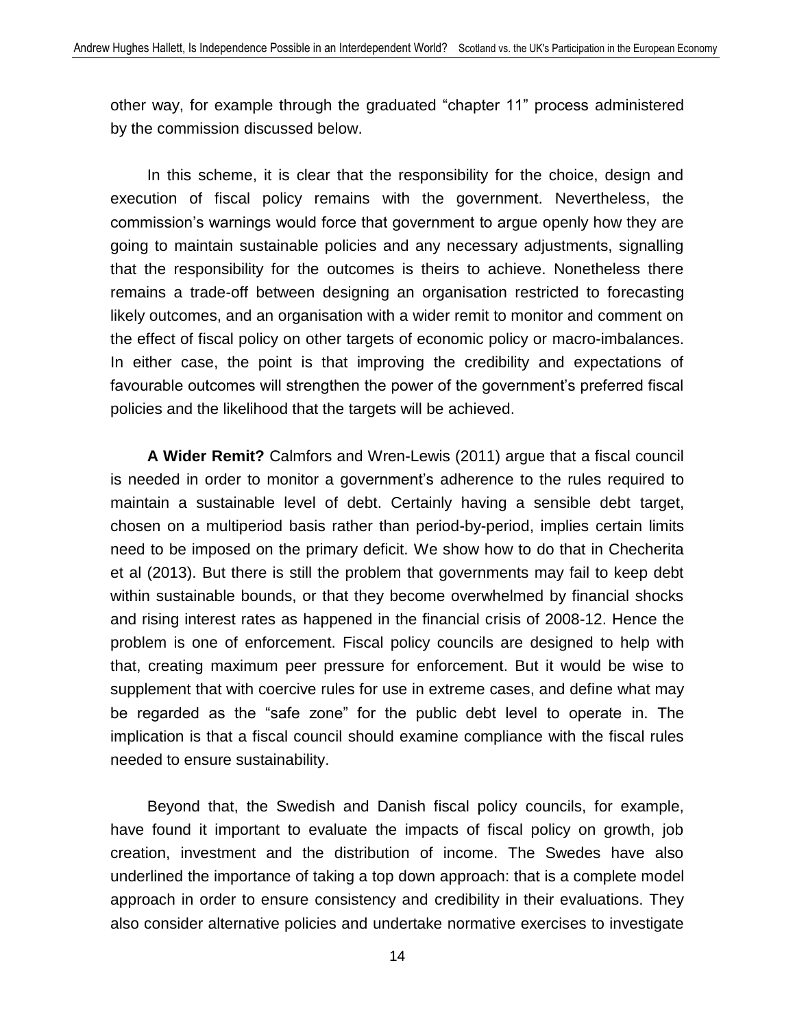other way, for example through the graduated “chapter 11” process administered by the commission discussed below.

In this scheme, it is clear that the responsibility for the choice, design and execution of fiscal policy remains with the government. Nevertheless, the commission’s warnings would force that government to argue openly how they are going to maintain sustainable policies and any necessary adjustments, signalling that the responsibility for the outcomes is theirs to achieve. Nonetheless there remains a trade-off between designing an organisation restricted to forecasting likely outcomes, and an organisation with a wider remit to monitor and comment on the effect of fiscal policy on other targets of economic policy or macro-imbalances. In either case, the point is that improving the credibility and expectations of favourable outcomes will strengthen the power of the government’s preferred fiscal policies and the likelihood that the targets will be achieved.

**A Wider Remit?** Calmfors and Wren-Lewis (2011) argue that a fiscal council is needed in order to monitor a government’s adherence to the rules required to maintain a sustainable level of debt. Certainly having a sensible debt target, chosen on a multiperiod basis rather than period-by-period, implies certain limits need to be imposed on the primary deficit. We show how to do that in Checherita et al (2013). But there is still the problem that governments may fail to keep debt within sustainable bounds, or that they become overwhelmed by financial shocks and rising interest rates as happened in the financial crisis of 2008-12. Hence the problem is one of enforcement. Fiscal policy councils are designed to help with that, creating maximum peer pressure for enforcement. But it would be wise to supplement that with coercive rules for use in extreme cases, and define what may be regarded as the “safe zone” for the public debt level to operate in. The implication is that a fiscal council should examine compliance with the fiscal rules needed to ensure sustainability.

Beyond that, the Swedish and Danish fiscal policy councils, for example, have found it important to evaluate the impacts of fiscal policy on growth, job creation, investment and the distribution of income. The Swedes have also underlined the importance of taking a top down approach: that is a complete model approach in order to ensure consistency and credibility in their evaluations. They also consider alternative policies and undertake normative exercises to investigate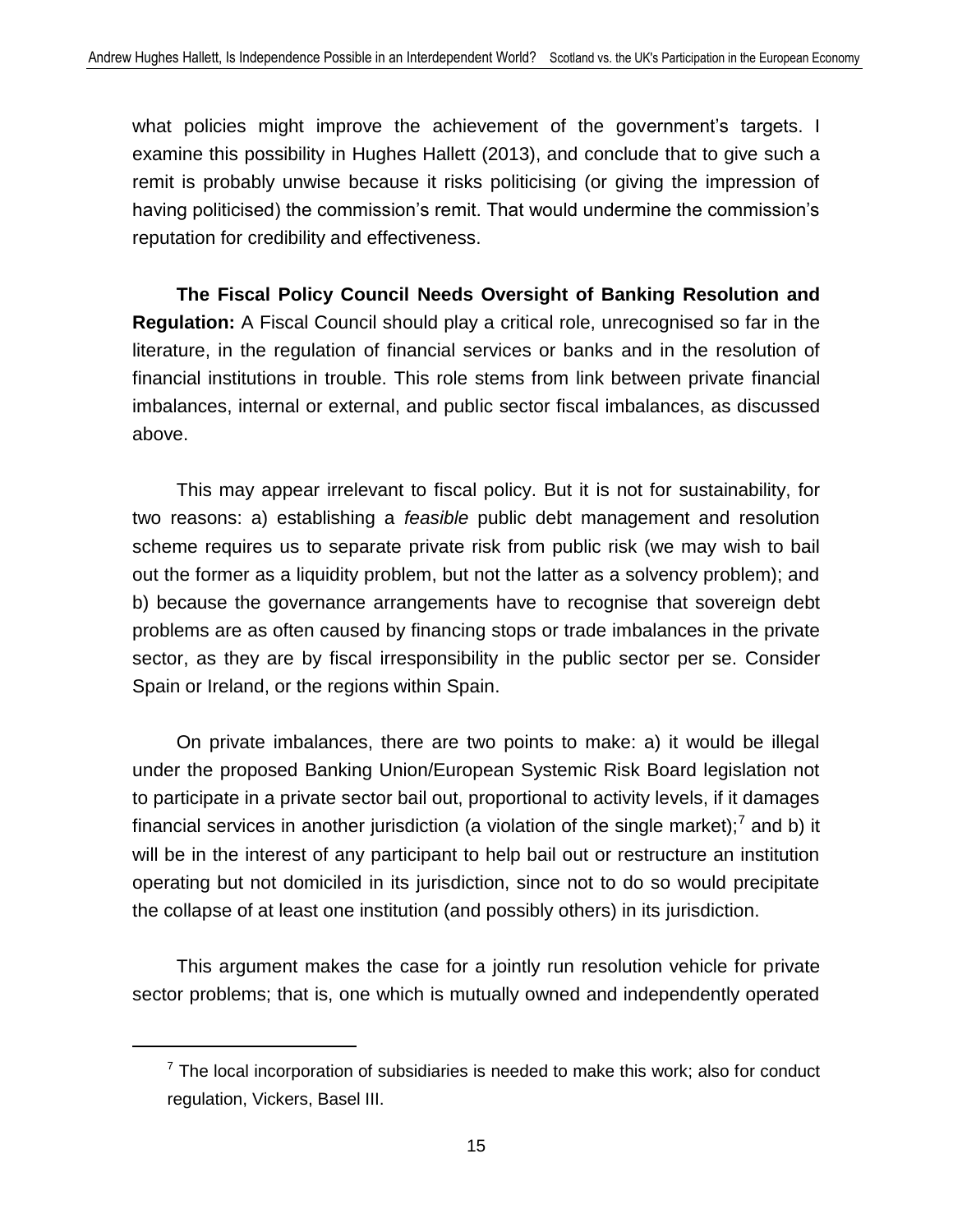what policies might improve the achievement of the government's targets. I examine this possibility in Hughes Hallett (2013), and conclude that to give such a remit is probably unwise because it risks politicising (or giving the impression of having politicised) the commission's remit. That would undermine the commission's reputation for credibility and effectiveness.

**The Fiscal Policy Council Needs Oversight of Banking Resolution and Regulation:** A Fiscal Council should play a critical role, unrecognised so far in the literature, in the regulation of financial services or banks and in the resolution of financial institutions in trouble. This role stems from link between private financial imbalances, internal or external, and public sector fiscal imbalances, as discussed above.

This may appear irrelevant to fiscal policy. But it is not for sustainability, for two reasons: a) establishing a *feasible* public debt management and resolution scheme requires us to separate private risk from public risk (we may wish to bail out the former as a liquidity problem, but not the latter as a solvency problem); and b) because the governance arrangements have to recognise that sovereign debt problems are as often caused by financing stops or trade imbalances in the private sector, as they are by fiscal irresponsibility in the public sector per se. Consider Spain or Ireland, or the regions within Spain.

On private imbalances, there are two points to make: a) it would be illegal under the proposed Banking Union/European Systemic Risk Board legislation not to participate in a private sector bail out, proportional to activity levels, if it damages financial services in another jurisdiction (a violation of the single market);[7] and b) it will be in the interest of any participant to help bail out or restructure an institution operating but not domiciled in its jurisdiction, since not to do so would precipitate the collapse of at least one institution (and possibly others) in its jurisdiction.

This argument makes the case for a jointly run resolution vehicle for private sector problems; that is, one which is mutually owned and independently operated

[7] The local incorporation of subsidiaries is needed to make this work; also for conduct regulation, Vickers, Basel III.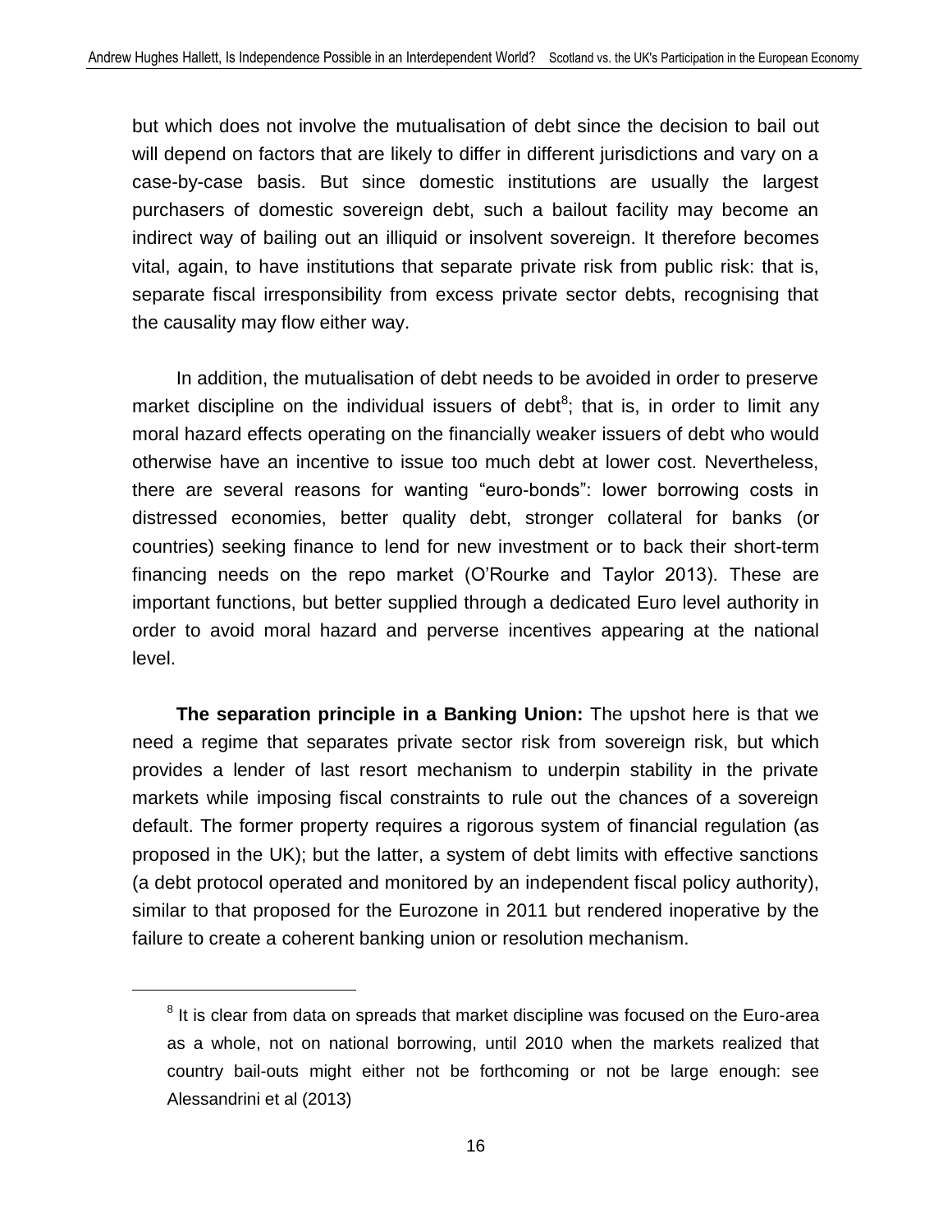but which does not involve the mutualisation of debt since the decision to bail out will depend on factors that are likely to differ in different jurisdictions and vary on a case-by-case basis. But since domestic institutions are usually the largest purchasers of domestic sovereign debt, such a bailout facility may become an indirect way of bailing out an illiquid or insolvent sovereign. It therefore becomes vital, again, to have institutions that separate private risk from public risk: that is, separate fiscal irresponsibility from excess private sector debts, recognising that the causality may flow either way.

In addition, the mutualisation of debt needs to be avoided in order to preserve market discipline on the individual issuers of debt[8]; that is, in order to limit any moral hazard effects operating on the financially weaker issuers of debt who would otherwise have an incentive to issue too much debt at lower cost. Nevertheless, there are several reasons for wanting "euro-bonds": lower borrowing costs in distressed economies, better quality debt, stronger collateral for banks (or countries) seeking finance to lend for new investment or to back their short-term financing needs on the repo market (O'Rourke and Taylor 2013). These are important functions, but better supplied through a dedicated Euro level authority in order to avoid moral hazard and perverse incentives appearing at the national level.

**The separation principle in a Banking Union:** The upshot here is that we need a regime that separates private sector risk from sovereign risk, but which provides a lender of last resort mechanism to underpin stability in the private markets while imposing fiscal constraints to rule out the chances of a sovereign default. The former property requires a rigorous system of financial regulation (as proposed in the UK); but the latter, a system of debt limits with effective sanctions (a debt protocol operated and monitored by an independent fiscal policy authority), similar to that proposed for the Eurozone in 2011 but rendered inoperative by the failure to create a coherent banking union or resolution mechanism.

[8] It is clear from data on spreads that market discipline was focused on the Euro-area as a whole, not on national borrowing, until 2010 when the markets realized that country bail-outs might either not be forthcoming or not be large enough: see Alessandrini et al (2013)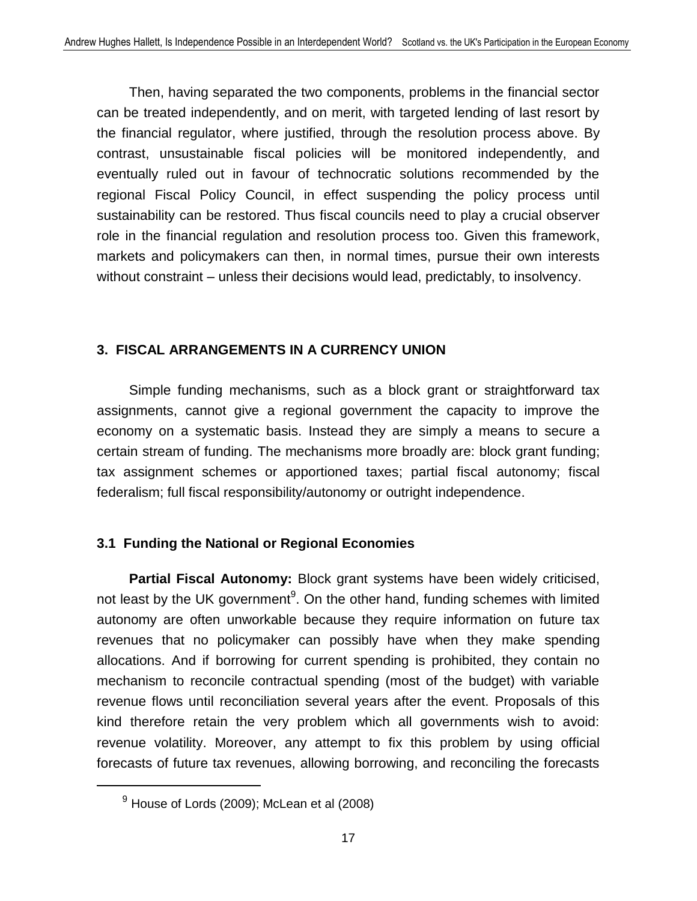Then, having separated the two components, problems in the financial sector can be treated independently, and on merit, with targeted lending of last resort by the financial regulator, where justified, through the resolution process above. By contrast, unsustainable fiscal policies will be monitored independently, and eventually ruled out in favour of technocratic solutions recommended by the regional Fiscal Policy Council, in effect suspending the policy process until sustainability can be restored. Thus fiscal councils need to play a crucial observer role in the financial regulation and resolution process too. Given this framework, markets and policymakers can then, in normal times, pursue their own interests without constraint – unless their decisions would lead, predictably, to insolvency.

## 3. FISCAL ARRANGEMENTS IN A CURRENCY UNION

Simple funding mechanisms, such as a block grant or straightforward tax assignments, cannot give a regional government the capacity to improve the economy on a systematic basis. Instead they are simply a means to secure a certain stream of funding. The mechanisms more broadly are: block grant funding; tax assignment schemes or apportioned taxes; partial fiscal autonomy; fiscal federalism; full fiscal responsibility/autonomy or outright independence.

### 3.1 Funding the National or Regional Economies

**Partial Fiscal Autonomy:** Block grant systems have been widely criticised, not least by the UK government[9]. On the other hand, funding schemes with limited autonomy are often unworkable because they require information on future tax revenues that no policymaker can possibly have when they make spending allocations. And if borrowing for current spending is prohibited, they contain no mechanism to reconcile contractual spending (most of the budget) with variable revenue flows until reconciliation several years after the event. Proposals of this kind therefore retain the very problem which all governments wish to avoid: revenue volatility. Moreover, any attempt to fix this problem by using official forecasts of future tax revenues, allowing borrowing, and reconciling the forecasts

[9] House of Lords (2009); McLean et al (2008)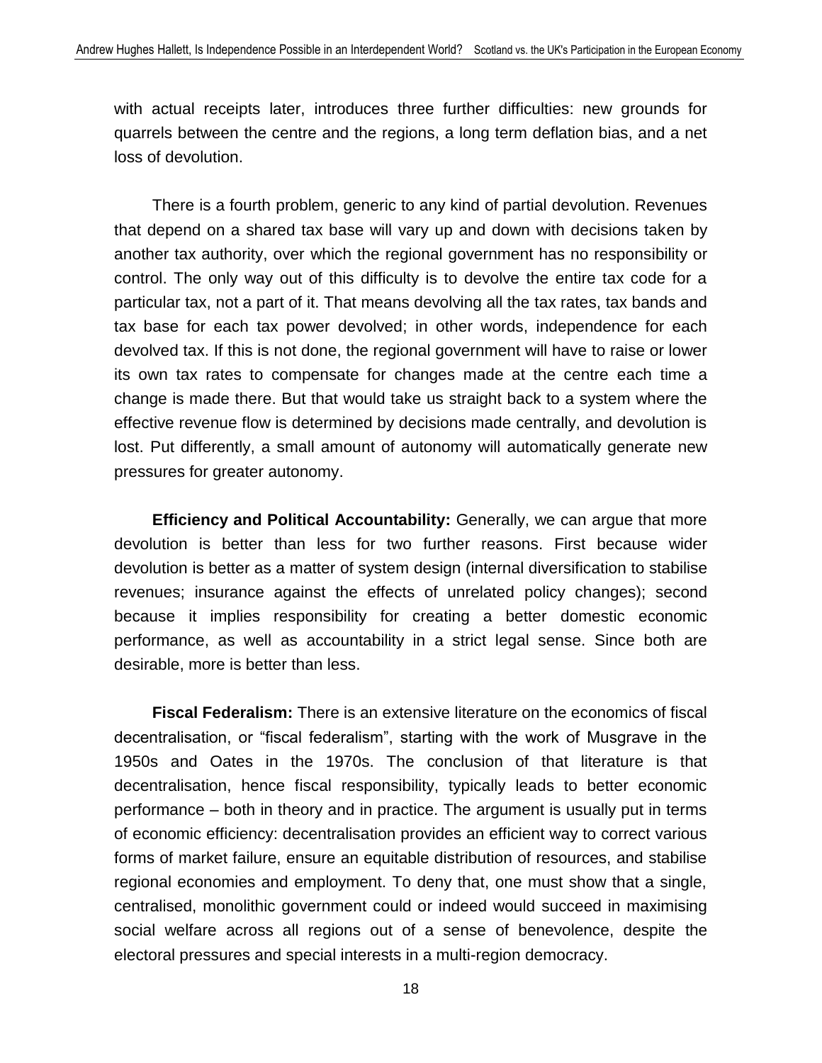with actual receipts later, introduces three further difficulties: new grounds for quarrels between the centre and the regions, a long term deflation bias, and a net loss of devolution.

There is a fourth problem, generic to any kind of partial devolution. Revenues that depend on a shared tax base will vary up and down with decisions taken by another tax authority, over which the regional government has no responsibility or control. The only way out of this difficulty is to devolve the entire tax code for a particular tax, not a part of it. That means devolving all the tax rates, tax bands and tax base for each tax power devolved; in other words, independence for each devolved tax. If this is not done, the regional government will have to raise or lower its own tax rates to compensate for changes made at the centre each time a change is made there. But that would take us straight back to a system where the effective revenue flow is determined by decisions made centrally, and devolution is lost. Put differently, a small amount of autonomy will automatically generate new pressures for greater autonomy.

**Efficiency and Political Accountability:** Generally, we can argue that more devolution is better than less for two further reasons. First because wider devolution is better as a matter of system design (internal diversification to stabilise revenues; insurance against the effects of unrelated policy changes); second because it implies responsibility for creating a better domestic economic performance, as well as accountability in a strict legal sense. Since both are desirable, more is better than less.

**Fiscal Federalism:** There is an extensive literature on the economics of fiscal decentralisation, or "fiscal federalism", starting with the work of Musgrave in the 1950s and Oates in the 1970s. The conclusion of that literature is that decentralisation, hence fiscal responsibility, typically leads to better economic performance – both in theory and in practice. The argument is usually put in terms of economic efficiency: decentralisation provides an efficient way to correct various forms of market failure, ensure an equitable distribution of resources, and stabilise regional economies and employment. To deny that, one must show that a single, centralised, monolithic government could or indeed would succeed in maximising social welfare across all regions out of a sense of benevolence, despite the electoral pressures and special interests in a multi-region democracy.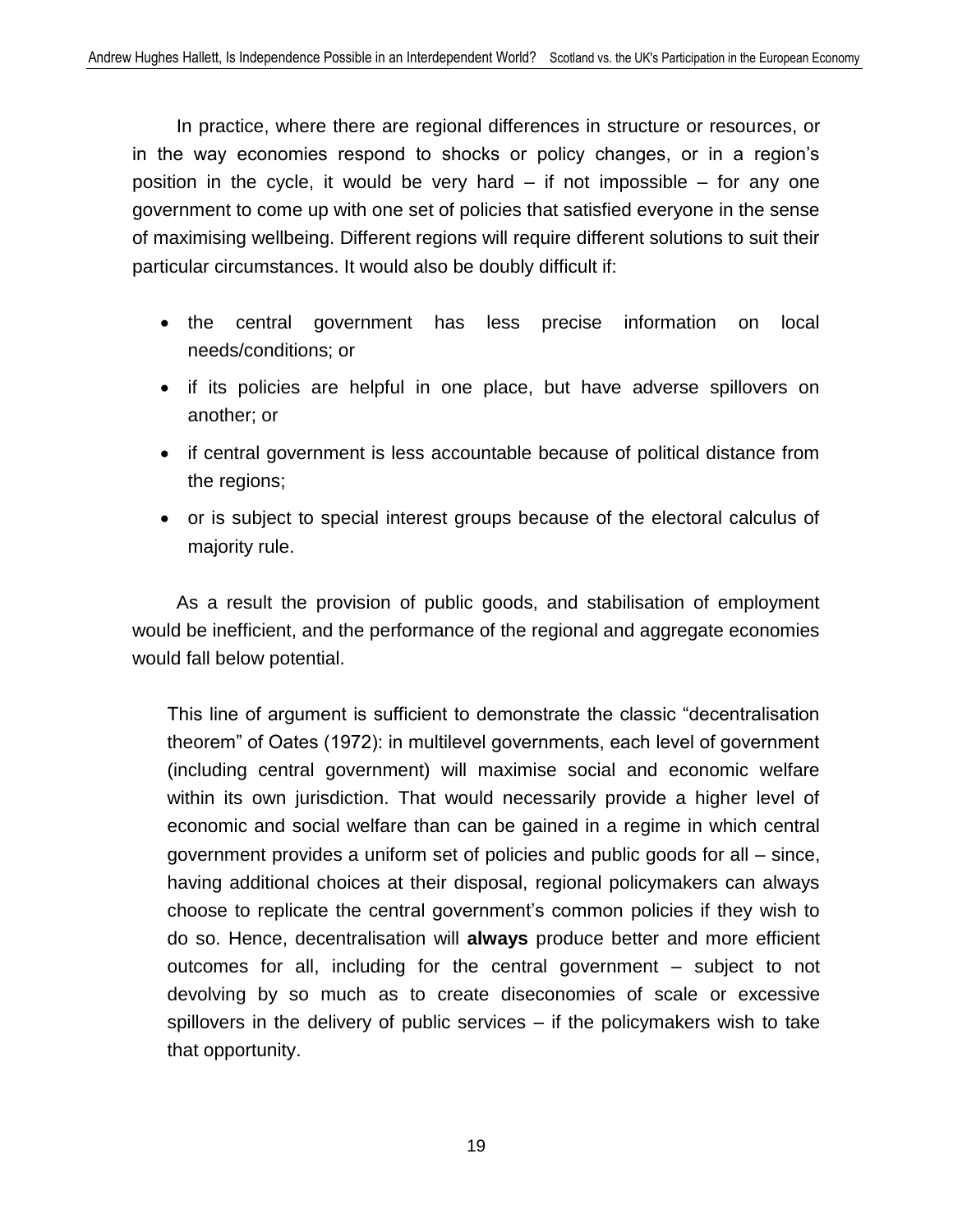In practice, where there are regional differences in structure or resources, or in the way economies respond to shocks or policy changes, or in a region's position in the cycle, it would be very hard – if not impossible – for any one government to come up with one set of policies that satisfied everyone in the sense of maximising wellbeing. Different regions will require different solutions to suit their particular circumstances. It would also be doubly difficult if:

- the central government has less precise information on local needs/conditions; or
- if its policies are helpful in one place, but have adverse spillovers on another; or
- if central government is less accountable because of political distance from the regions;
- or is subject to special interest groups because of the electoral calculus of majority rule.

As a result the provision of public goods, and stabilisation of employment would be inefficient, and the performance of the regional and aggregate economies would fall below potential.

> This line of argument is sufficient to demonstrate the classic "decentralisation theorem" of Oates (1972): in multilevel governments, each level of government (including central government) will maximise social and economic welfare within its own jurisdiction. That would necessarily provide a higher level of economic and social welfare than can be gained in a regime in which central government provides a uniform set of policies and public goods for all – since, having additional choices at their disposal, regional policymakers can always choose to replicate the central government's common policies if they wish to do so. Hence, decentralisation will **always** produce better and more efficient outcomes for all, including for the central government – subject to not devolving by so much as to create diseconomies of scale or excessive spillovers in the delivery of public services – if the policymakers wish to take that opportunity.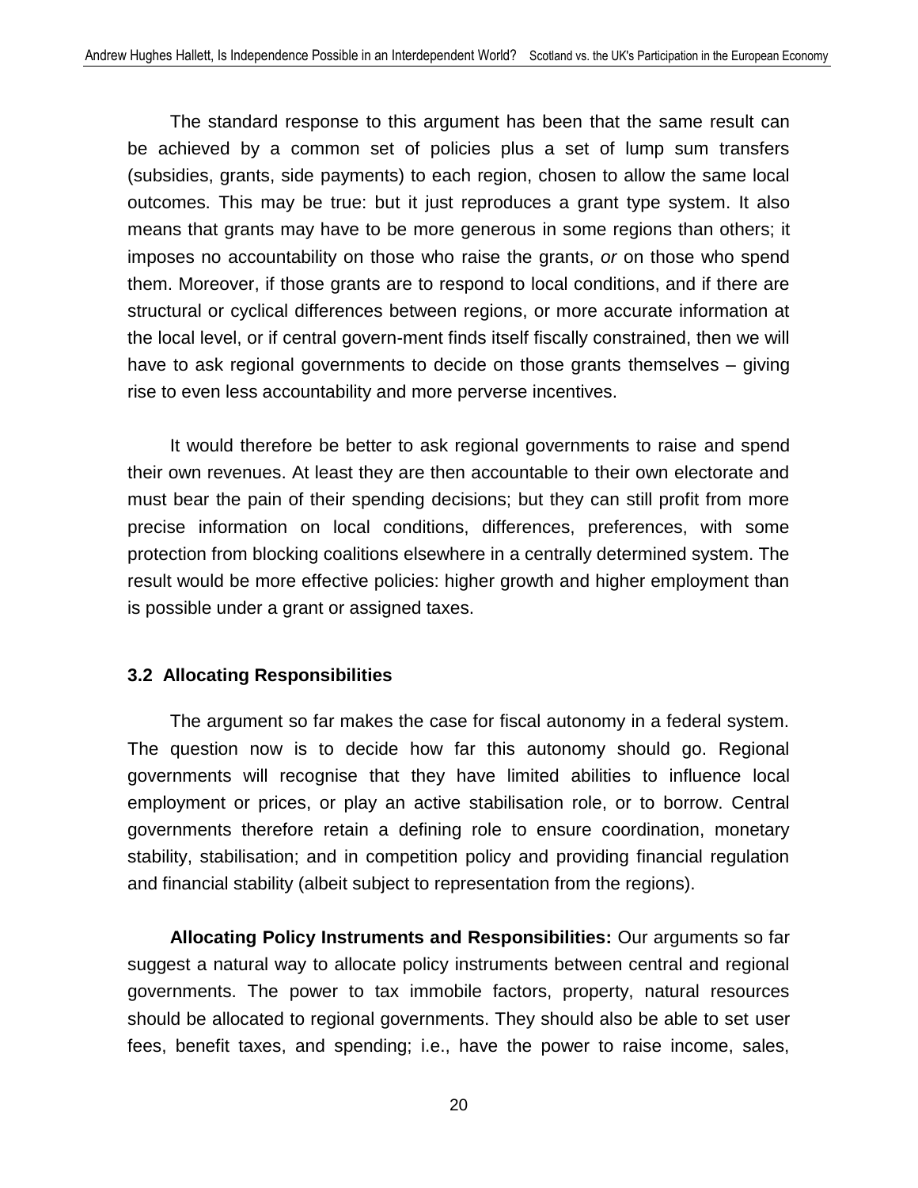The standard response to this argument has been that the same result can be achieved by a common set of policies plus a set of lump sum transfers (subsidies, grants, side payments) to each region, chosen to allow the same local outcomes. This may be true: but it just reproduces a grant type system. It also means that grants may have to be more generous in some regions than others; it imposes no accountability on those who raise the grants, *or* on those who spend them. Moreover, if those grants are to respond to local conditions, and if there are structural or cyclical differences between regions, or more accurate information at the local level, or if central govern-ment finds itself fiscally constrained, then we will have to ask regional governments to decide on those grants themselves – giving rise to even less accountability and more perverse incentives.

It would therefore be better to ask regional governments to raise and spend their own revenues. At least they are then accountable to their own electorate and must bear the pain of their spending decisions; but they can still profit from more precise information on local conditions, differences, preferences, with some protection from blocking coalitions elsewhere in a centrally determined system. The result would be more effective policies: higher growth and higher employment than is possible under a grant or assigned taxes.

### 3.2 Allocating Responsibilities

The argument so far makes the case for fiscal autonomy in a federal system. The question now is to decide how far this autonomy should go. Regional governments will recognise that they have limited abilities to influence local employment or prices, or play an active stabilisation role, or to borrow. Central governments therefore retain a defining role to ensure coordination, monetary stability, stabilisation; and in competition policy and providing financial regulation and financial stability (albeit subject to representation from the regions).

**Allocating Policy Instruments and Responsibilities:** Our arguments so far suggest a natural way to allocate policy instruments between central and regional governments. The power to tax immobile factors, property, natural resources should be allocated to regional governments. They should also be able to set user fees, benefit taxes, and spending; i.e., have the power to raise income, sales,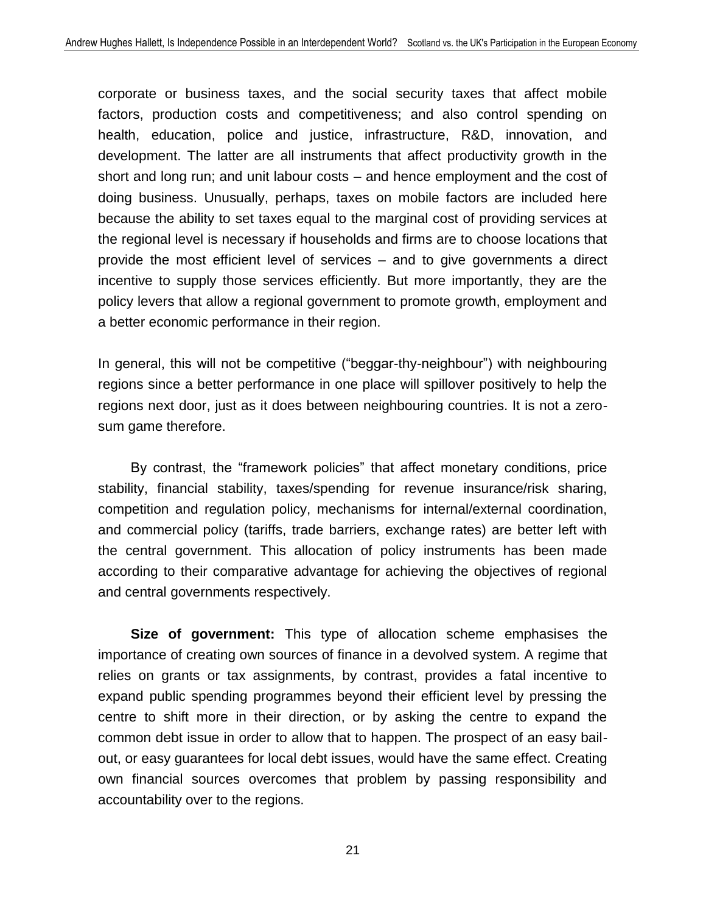corporate or business taxes, and the social security taxes that affect mobile factors, production costs and competitiveness; and also control spending on health, education, police and justice, infrastructure, R&D, innovation, and development. The latter are all instruments that affect productivity growth in the short and long run; and unit labour costs – and hence employment and the cost of doing business. Unusually, perhaps, taxes on mobile factors are included here because the ability to set taxes equal to the marginal cost of providing services at the regional level is necessary if households and firms are to choose locations that provide the most efficient level of services – and to give governments a direct incentive to supply those services efficiently. But more importantly, they are the policy levers that allow a regional government to promote growth, employment and a better economic performance in their region.

In general, this will not be competitive ("beggar-thy-neighbour") with neighbouring regions since a better performance in one place will spillover positively to help the regions next door, just as it does between neighbouring countries. It is not a zero-sum game therefore.

By contrast, the "framework policies" that affect monetary conditions, price stability, financial stability, taxes/spending for revenue insurance/risk sharing, competition and regulation policy, mechanisms for internal/external coordination, and commercial policy (tariffs, trade barriers, exchange rates) are better left with the central government. This allocation of policy instruments has been made according to their comparative advantage for achieving the objectives of regional and central governments respectively.

**Size of government:** This type of allocation scheme emphasises the importance of creating own sources of finance in a devolved system. A regime that relies on grants or tax assignments, by contrast, provides a fatal incentive to expand public spending programmes beyond their efficient level by pressing the centre to shift more in their direction, or by asking the centre to expand the common debt issue in order to allow that to happen. The prospect of an easy bail-out, or easy guarantees for local debt issues, would have the same effect. Creating own financial sources overcomes that problem by passing responsibility and accountability over to the regions.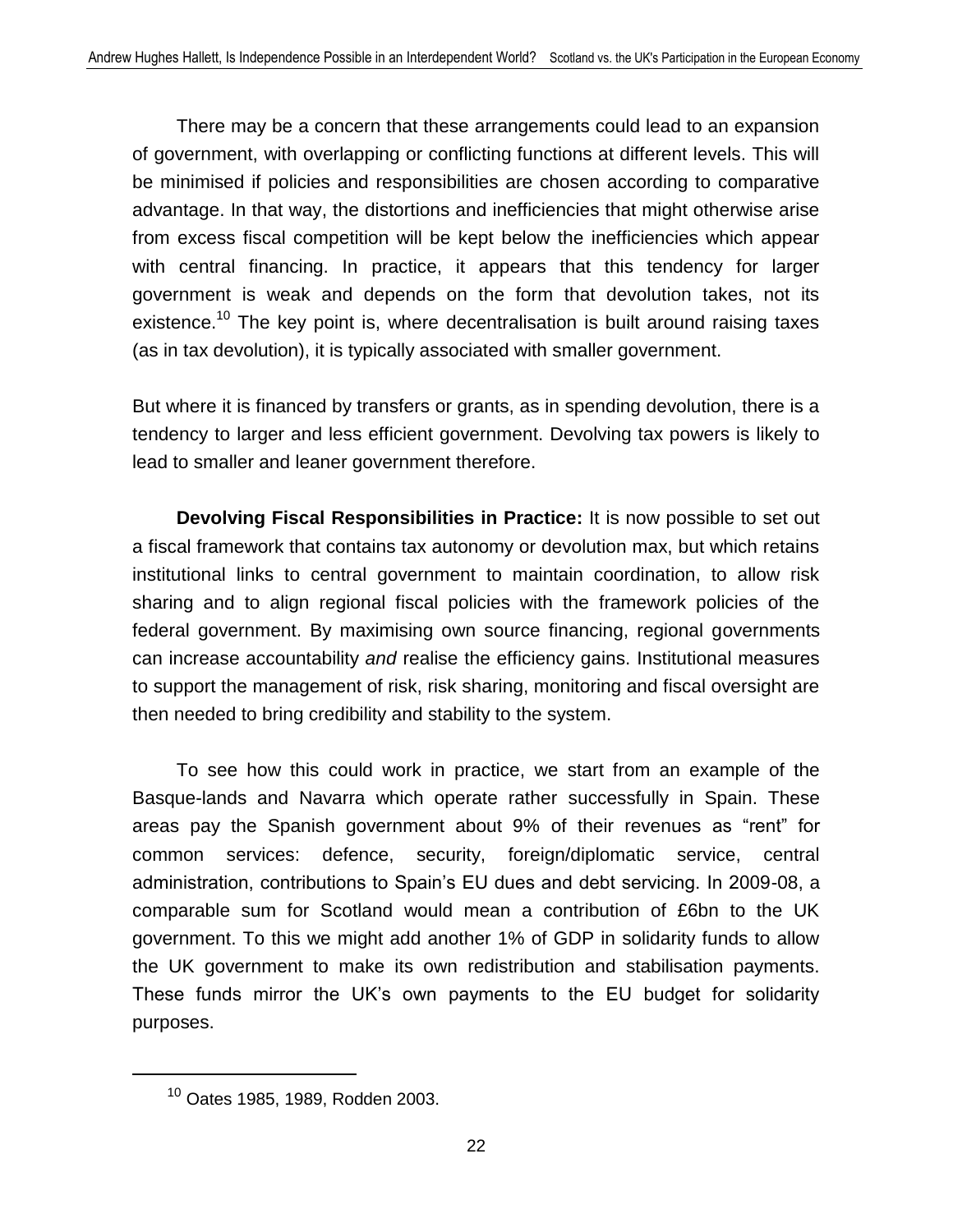There may be a concern that these arrangements could lead to an expansion of government, with overlapping or conflicting functions at different levels. This will be minimised if policies and responsibilities are chosen according to comparative advantage. In that way, the distortions and inefficiencies that might otherwise arise from excess fiscal competition will be kept below the inefficiencies which appear with central financing. In practice, it appears that this tendency for larger government is weak and depends on the form that devolution takes, not its existence.[10] The key point is, where decentralisation is built around raising taxes (as in tax devolution), it is typically associated with smaller government.

But where it is financed by transfers or grants, as in spending devolution, there is a tendency to larger and less efficient government. Devolving tax powers is likely to lead to smaller and leaner government therefore.

**Devolving Fiscal Responsibilities in Practice:** It is now possible to set out a fiscal framework that contains tax autonomy or devolution max, but which retains institutional links to central government to maintain coordination, to allow risk sharing and to align regional fiscal policies with the framework policies of the federal government. By maximising own source financing, regional governments can increase accountability *and* realise the efficiency gains. Institutional measures to support the management of risk, risk sharing, monitoring and fiscal oversight are then needed to bring credibility and stability to the system.

To see how this could work in practice, we start from an example of the Basque-lands and Navarra which operate rather successfully in Spain. These areas pay the Spanish government about 9% of their revenues as "rent" for common services: defence, security, foreign/diplomatic service, central administration, contributions to Spain's EU dues and debt servicing. In 2009-08, a comparable sum for Scotland would mean a contribution of £6bn to the UK government. To this we might add another 1% of GDP in solidarity funds to allow the UK government to make its own redistribution and stabilisation payments. These funds mirror the UK's own payments to the EU budget for solidarity purposes.

---

[10] Oates 1985, 1989, Rodden 2003.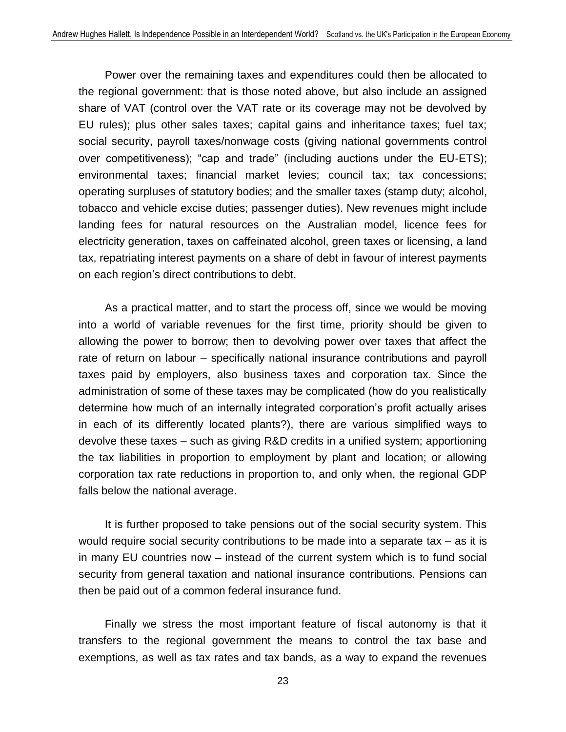Power over the remaining taxes and expenditures could then be allocated to the regional government: that is those noted above, but also include an assigned share of VAT (control over the VAT rate or its coverage may not be devolved by EU rules); plus other sales taxes; capital gains and inheritance taxes; fuel tax; social security, payroll taxes/nonwage costs (giving national governments control over competitiveness); "cap and trade" (including auctions under the EU-ETS); environmental taxes; financial market levies; council tax; tax concessions; operating surpluses of statutory bodies; and the smaller taxes (stamp duty; alcohol, tobacco and vehicle excise duties; passenger duties). New revenues might include landing fees for natural resources on the Australian model, licence fees for electricity generation, taxes on caffeinated alcohol, green taxes or licensing, a land tax, repatriating interest payments on a share of debt in favour of interest payments on each region's direct contributions to debt.

As a practical matter, and to start the process off, since we would be moving into a world of variable revenues for the first time, priority should be given to allowing the power to borrow; then to devolving power over taxes that affect the rate of return on labour – specifically national insurance contributions and payroll taxes paid by employers, also business taxes and corporation tax. Since the administration of some of these taxes may be complicated (how do you realistically determine how much of an internally integrated corporation's profit actually arises in each of its differently located plants?), there are various simplified ways to devolve these taxes – such as giving R&D credits in a unified system; apportioning the tax liabilities in proportion to employment by plant and location; or allowing corporation tax rate reductions in proportion to, and only when, the regional GDP falls below the national average.

It is further proposed to take pensions out of the social security system. This would require social security contributions to be made into a separate tax – as it is in many EU countries now – instead of the current system which is to fund social security from general taxation and national insurance contributions. Pensions can then be paid out of a common federal insurance fund.

Finally we stress the most important feature of fiscal autonomy is that it transfers to the regional government the means to control the tax base and exemptions, as well as tax rates and tax bands, as a way to expand the revenues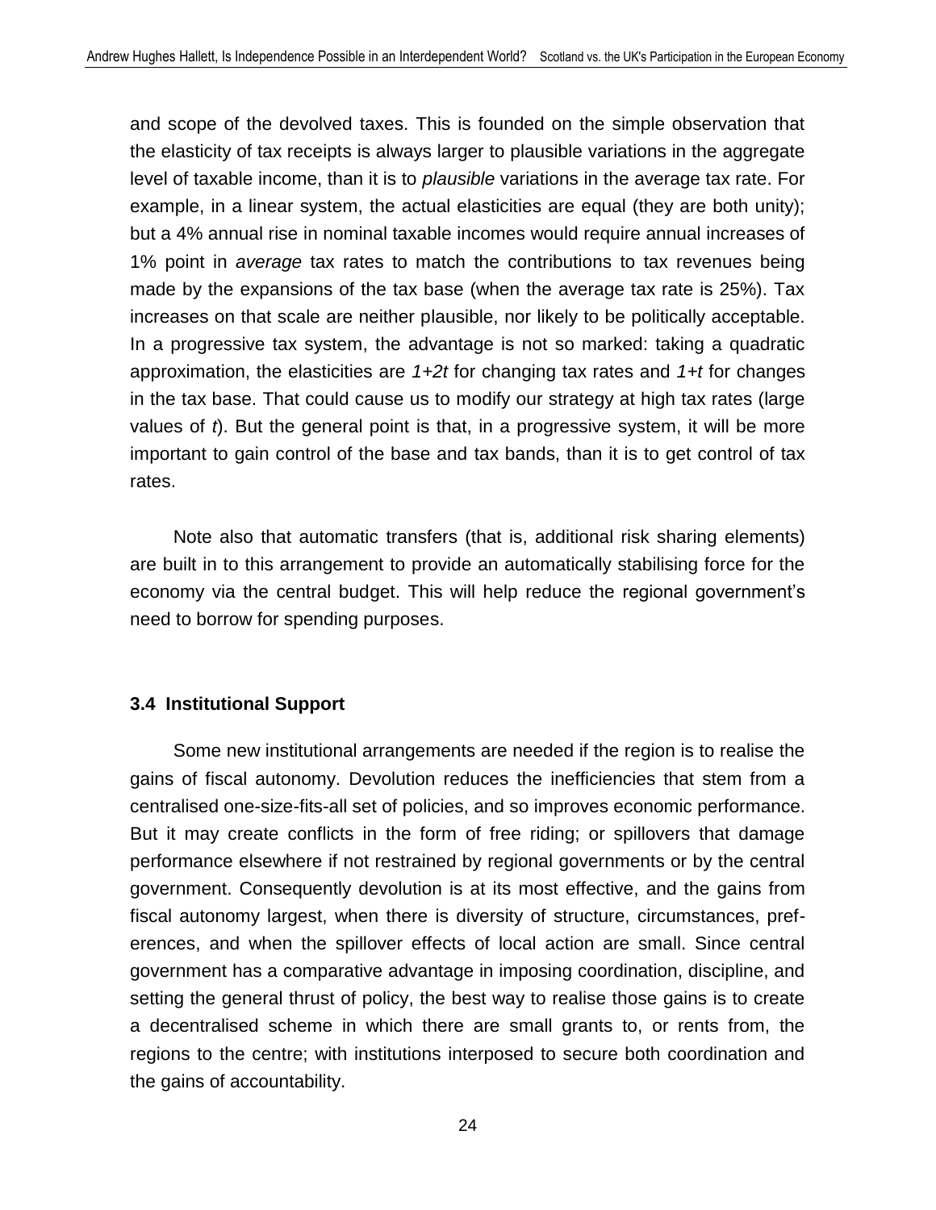and scope of the devolved taxes. This is founded on the simple observation that the elasticity of tax receipts is always larger to plausible variations in the aggregate level of taxable income, than it is to *plausible* variations in the average tax rate. For example, in a linear system, the actual elasticities are equal (they are both unity); but a 4% annual rise in nominal taxable incomes would require annual increases of 1% point in *average* tax rates to match the contributions to tax revenues being made by the expansions of the tax base (when the average tax rate is 25%). Tax increases on that scale are neither plausible, nor likely to be politically acceptable. In a progressive tax system, the advantage is not so marked: taking a quadratic approximation, the elasticities are $1+2t$ for changing tax rates and $1+t$ for changes in the tax base. That could cause us to modify our strategy at high tax rates (large values of $t$). But the general point is that, in a progressive system, it will be more important to gain control of the base and tax bands, than it is to get control of tax rates.

Note also that automatic transfers (that is, additional risk sharing elements) are built in to this arrangement to provide an automatically stabilising force for the economy via the central budget. This will help reduce the regional government's need to borrow for spending purposes.

### 3.4 Institutional Support

Some new institutional arrangements are needed if the region is to realise the gains of fiscal autonomy. Devolution reduces the inefficiencies that stem from a centralised one-size-fits-all set of policies, and so improves economic performance. But it may create conflicts in the form of free riding; or spillovers that damage performance elsewhere if not restrained by regional governments or by the central government. Consequently devolution is at its most effective, and the gains from fiscal autonomy largest, when there is diversity of structure, circumstances, preferences, and when the spillover effects of local action are small. Since central government has a comparative advantage in imposing coordination, discipline, and setting the general thrust of policy, the best way to realise those gains is to create a decentralised scheme in which there are small grants to, or rents from, the regions to the centre; with institutions interposed to secure both coordination and the gains of accountability.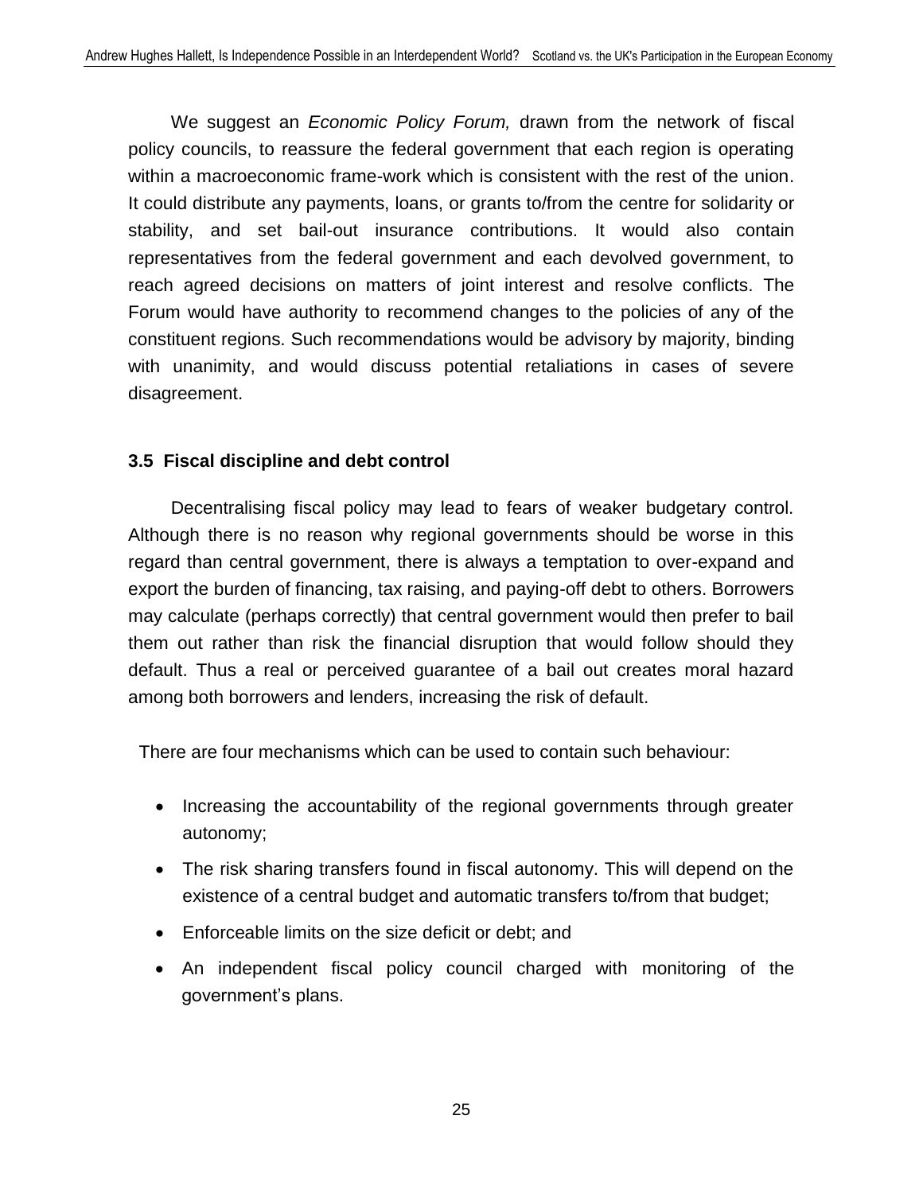We suggest an *Economic Policy Forum,* drawn from the network of fiscal policy councils, to reassure the federal government that each region is operating within a macroeconomic frame-work which is consistent with the rest of the union. It could distribute any payments, loans, or grants to/from the centre for solidarity or stability, and set bail-out insurance contributions. It would also contain representatives from the federal government and each devolved government, to reach agreed decisions on matters of joint interest and resolve conflicts. The Forum would have authority to recommend changes to the policies of any of the constituent regions. Such recommendations would be advisory by majority, binding with unanimity, and would discuss potential retaliations in cases of severe disagreement.

### 3.5 Fiscal discipline and debt control

Decentralising fiscal policy may lead to fears of weaker budgetary control. Although there is no reason why regional governments should be worse in this regard than central government, there is always a temptation to over-expand and export the burden of financing, tax raising, and paying-off debt to others. Borrowers may calculate (perhaps correctly) that central government would then prefer to bail them out rather than risk the financial disruption that would follow should they default. Thus a real or perceived guarantee of a bail out creates moral hazard among both borrowers and lenders, increasing the risk of default.

There are four mechanisms which can be used to contain such behaviour:

- Increasing the accountability of the regional governments through greater autonomy;
- The risk sharing transfers found in fiscal autonomy. This will depend on the existence of a central budget and automatic transfers to/from that budget;
- Enforceable limits on the size deficit or debt; and
- An independent fiscal policy council charged with monitoring of the government's plans.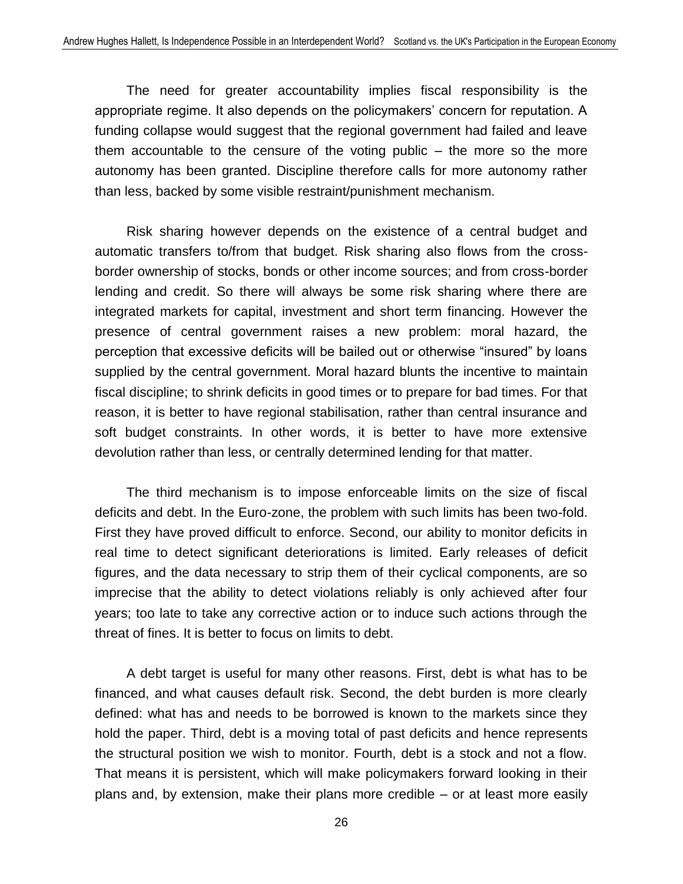The need for greater accountability implies fiscal responsibility is the appropriate regime. It also depends on the policymakers' concern for reputation. A funding collapse would suggest that the regional government had failed and leave them accountable to the censure of the voting public – the more so the more autonomy has been granted. Discipline therefore calls for more autonomy rather than less, backed by some visible restraint/punishment mechanism.

Risk sharing however depends on the existence of a central budget and automatic transfers to/from that budget. Risk sharing also flows from the cross-border ownership of stocks, bonds or other income sources; and from cross-border lending and credit. So there will always be some risk sharing where there are integrated markets for capital, investment and short term financing. However the presence of central government raises a new problem: moral hazard, the perception that excessive deficits will be bailed out or otherwise "insured" by loans supplied by the central government. Moral hazard blunts the incentive to maintain fiscal discipline; to shrink deficits in good times or to prepare for bad times. For that reason, it is better to have regional stabilisation, rather than central insurance and soft budget constraints. In other words, it is better to have more extensive devolution rather than less, or centrally determined lending for that matter.

The third mechanism is to impose enforceable limits on the size of fiscal deficits and debt. In the Euro-zone, the problem with such limits has been two-fold. First they have proved difficult to enforce. Second, our ability to monitor deficits in real time to detect significant deteriorations is limited. Early releases of deficit figures, and the data necessary to strip them of their cyclical components, are so imprecise that the ability to detect violations reliably is only achieved after four years; too late to take any corrective action or to induce such actions through the threat of fines. It is better to focus on limits to debt.

A debt target is useful for many other reasons. First, debt is what has to be financed, and what causes default risk. Second, the debt burden is more clearly defined: what has and needs to be borrowed is known to the markets since they hold the paper. Third, debt is a moving total of past deficits and hence represents the structural position we wish to monitor. Fourth, debt is a stock and not a flow. That means it is persistent, which will make policymakers forward looking in their plans and, by extension, make their plans more credible – or at least more easily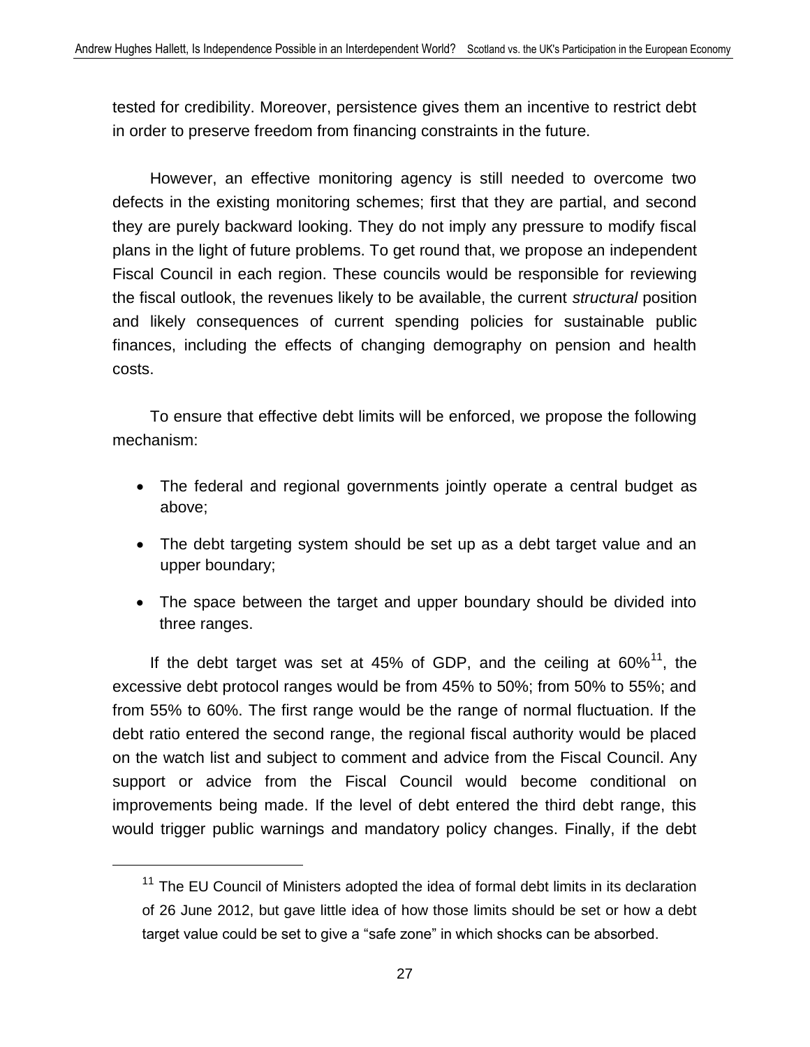tested for credibility. Moreover, persistence gives them an incentive to restrict debt in order to preserve freedom from financing constraints in the future.

However, an effective monitoring agency is still needed to overcome two defects in the existing monitoring schemes; first that they are partial, and second they are purely backward looking. They do not imply any pressure to modify fiscal plans in the light of future problems. To get round that, we propose an independent Fiscal Council in each region. These councils would be responsible for reviewing the fiscal outlook, the revenues likely to be available, the current *structural* position and likely consequences of current spending policies for sustainable public finances, including the effects of changing demography on pension and health costs.

To ensure that effective debt limits will be enforced, we propose the following mechanism:

- The federal and regional governments jointly operate a central budget as above;
- The debt targeting system should be set up as a debt target value and an upper boundary;
- The space between the target and upper boundary should be divided into three ranges.

If the debt target was set at 45% of GDP, and the ceiling at 60%[11], the excessive debt protocol ranges would be from 45% to 50%; from 50% to 55%; and from 55% to 60%. The first range would be the range of normal fluctuation. If the debt ratio entered the second range, the regional fiscal authority would be placed on the watch list and subject to comment and advice from the Fiscal Council. Any support or advice from the Fiscal Council would become conditional on improvements being made. If the level of debt entered the third debt range, this would trigger public warnings and mandatory policy changes. Finally, if the debt

[11] The EU Council of Ministers adopted the idea of formal debt limits in its declaration of 26 June 2012, but gave little idea of how those limits should be set or how a debt target value could be set to give a "safe zone" in which shocks can be absorbed.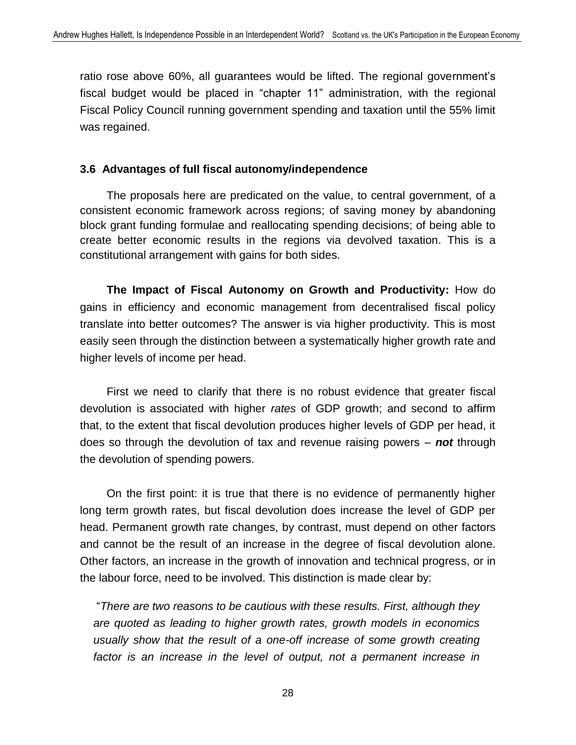ratio rose above 60%, all guarantees would be lifted. The regional government's fiscal budget would be placed in "chapter 11" administration, with the regional Fiscal Policy Council running government spending and taxation until the 55% limit was regained.

### 3.6 Advantages of full fiscal autonomy/independence

The proposals here are predicated on the value, to central government, of a consistent economic framework across regions; of saving money by abandoning block grant funding formulae and reallocating spending decisions; of being able to create better economic results in the regions via devolved taxation. This is a constitutional arrangement with gains for both sides.

**The Impact of Fiscal Autonomy on Growth and Productivity:** How do gains in efficiency and economic management from decentralised fiscal policy translate into better outcomes? The answer is via higher productivity. This is most easily seen through the distinction between a systematically higher growth rate and higher levels of income per head.

First we need to clarify that there is no robust evidence that greater fiscal devolution is associated with higher *rates* of GDP growth; and second to affirm that, to the extent that fiscal devolution produces higher levels of GDP per head, it does so through the devolution of tax and revenue raising powers – ***not*** through the devolution of spending powers.

On the first point: it is true that there is no evidence of permanently higher long term growth rates, but fiscal devolution does increase the level of GDP per head. Permanent growth rate changes, by contrast, must depend on other factors and cannot be the result of an increase in the degree of fiscal devolution alone. Other factors, an increase in the growth of innovation and technical progress, or in the labour force, need to be involved. This distinction is made clear by:

"*There are two reasons to be cautious with these results. First, although they are quoted as leading to higher growth rates, growth models in economics usually show that the result of a one-off increase of some growth creating factor is an increase in the level of output, not a permanent increase in*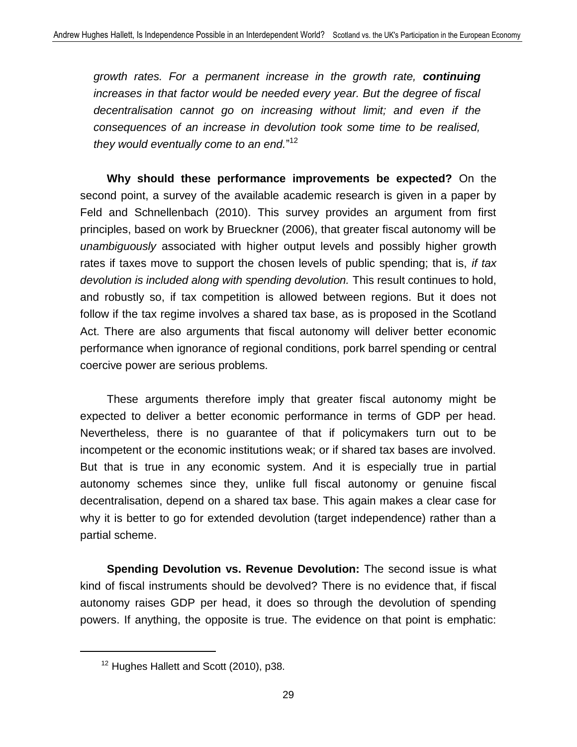*growth rates. For a permanent increase in the growth rate,* ***continuing*** *increases in that factor would be needed every year. But the degree of fiscal decentralisation cannot go on increasing without limit; and even if the consequences of an increase in devolution took some time to be realised, they would eventually come to an end.*"[12]

**Why should these performance improvements be expected?** On the second point, a survey of the available academic research is given in a paper by Feld and Schnellenbach (2010). This survey provides an argument from first principles, based on work by Brueckner (2006), that greater fiscal autonomy will be *unambiguously* associated with higher output levels and possibly higher growth rates if taxes move to support the chosen levels of public spending; that is, *if tax devolution is included along with spending devolution.* This result continues to hold, and robustly so, if tax competition is allowed between regions. But it does not follow if the tax regime involves a shared tax base, as is proposed in the Scotland Act. There are also arguments that fiscal autonomy will deliver better economic performance when ignorance of regional conditions, pork barrel spending or central coercive power are serious problems.

These arguments therefore imply that greater fiscal autonomy might be expected to deliver a better economic performance in terms of GDP per head. Nevertheless, there is no guarantee of that if policymakers turn out to be incompetent or the economic institutions weak; or if shared tax bases are involved. But that is true in any economic system. And it is especially true in partial autonomy schemes since they, unlike full fiscal autonomy or genuine fiscal decentralisation, depend on a shared tax base. This again makes a clear case for why it is better to go for extended devolution (target independence) rather than a partial scheme.

**Spending Devolution vs. Revenue Devolution:** The second issue is what kind of fiscal instruments should be devolved? There is no evidence that, if fiscal autonomy raises GDP per head, it does so through the devolution of spending powers. If anything, the opposite is true. The evidence on that point is emphatic:

[12] Hughes Hallett and Scott (2010), p38.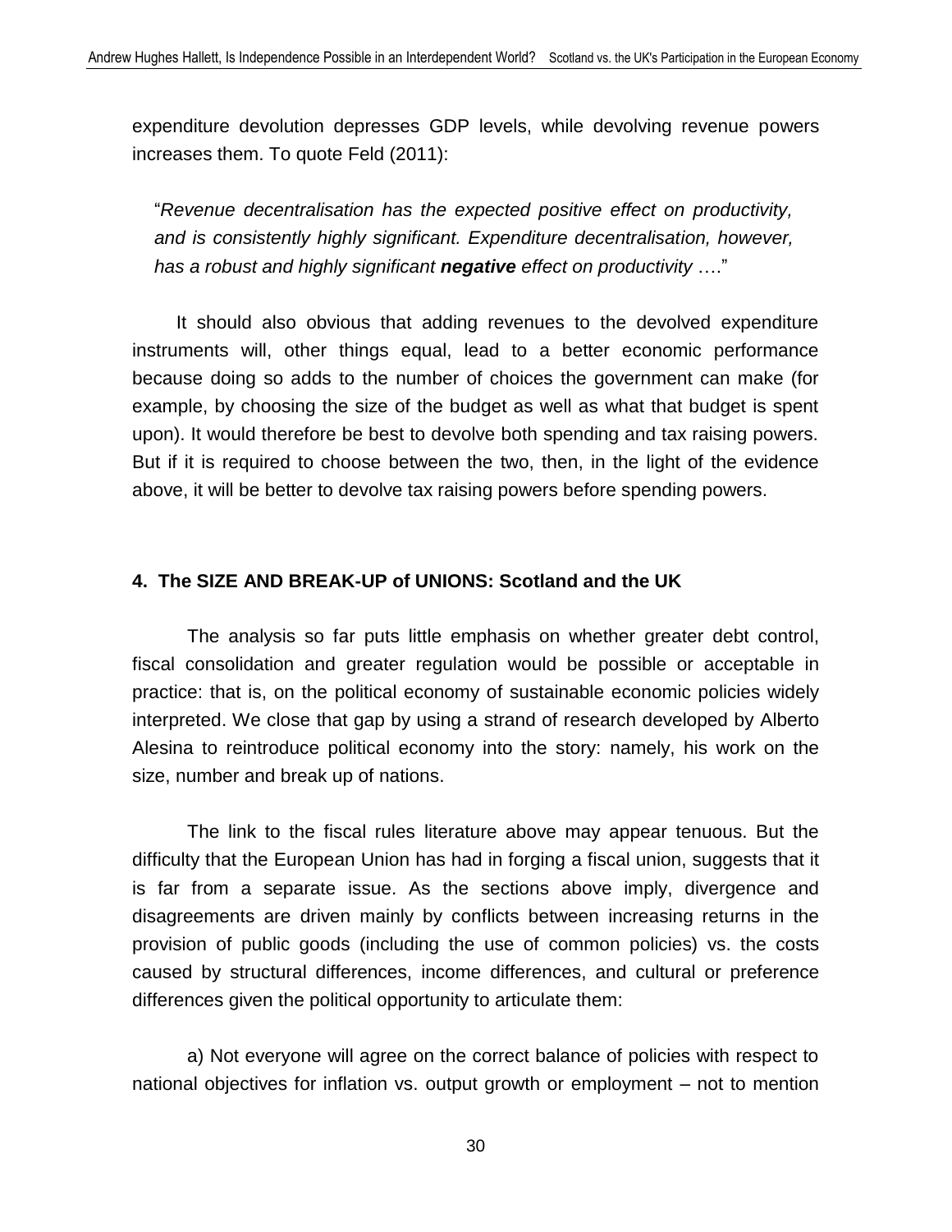expenditure devolution depresses GDP levels, while devolving revenue powers increases them. To quote Feld (2011):

> "*Revenue decentralisation has the expected positive effect on productivity, and is consistently highly significant. Expenditure decentralisation, however, has a robust and highly significant **negative** effect on productivity* …."

It should also obvious that adding revenues to the devolved expenditure instruments will, other things equal, lead to a better economic performance because doing so adds to the number of choices the government can make (for example, by choosing the size of the budget as well as what that budget is spent upon). It would therefore be best to devolve both spending and tax raising powers. But if it is required to choose between the two, then, in the light of the evidence above, it will be better to devolve tax raising powers before spending powers.

## 4. The SIZE AND BREAK-UP of UNIONS: Scotland and the UK

The analysis so far puts little emphasis on whether greater debt control, fiscal consolidation and greater regulation would be possible or acceptable in practice: that is, on the political economy of sustainable economic policies widely interpreted. We close that gap by using a strand of research developed by Alberto Alesina to reintroduce political economy into the story: namely, his work on the size, number and break up of nations.

The link to the fiscal rules literature above may appear tenuous. But the difficulty that the European Union has had in forging a fiscal union, suggests that it is far from a separate issue. As the sections above imply, divergence and disagreements are driven mainly by conflicts between increasing returns in the provision of public goods (including the use of common policies) vs. the costs caused by structural differences, income differences, and cultural or preference differences given the political opportunity to articulate them:

a) Not everyone will agree on the correct balance of policies with respect to national objectives for inflation vs. output growth or employment – not to mention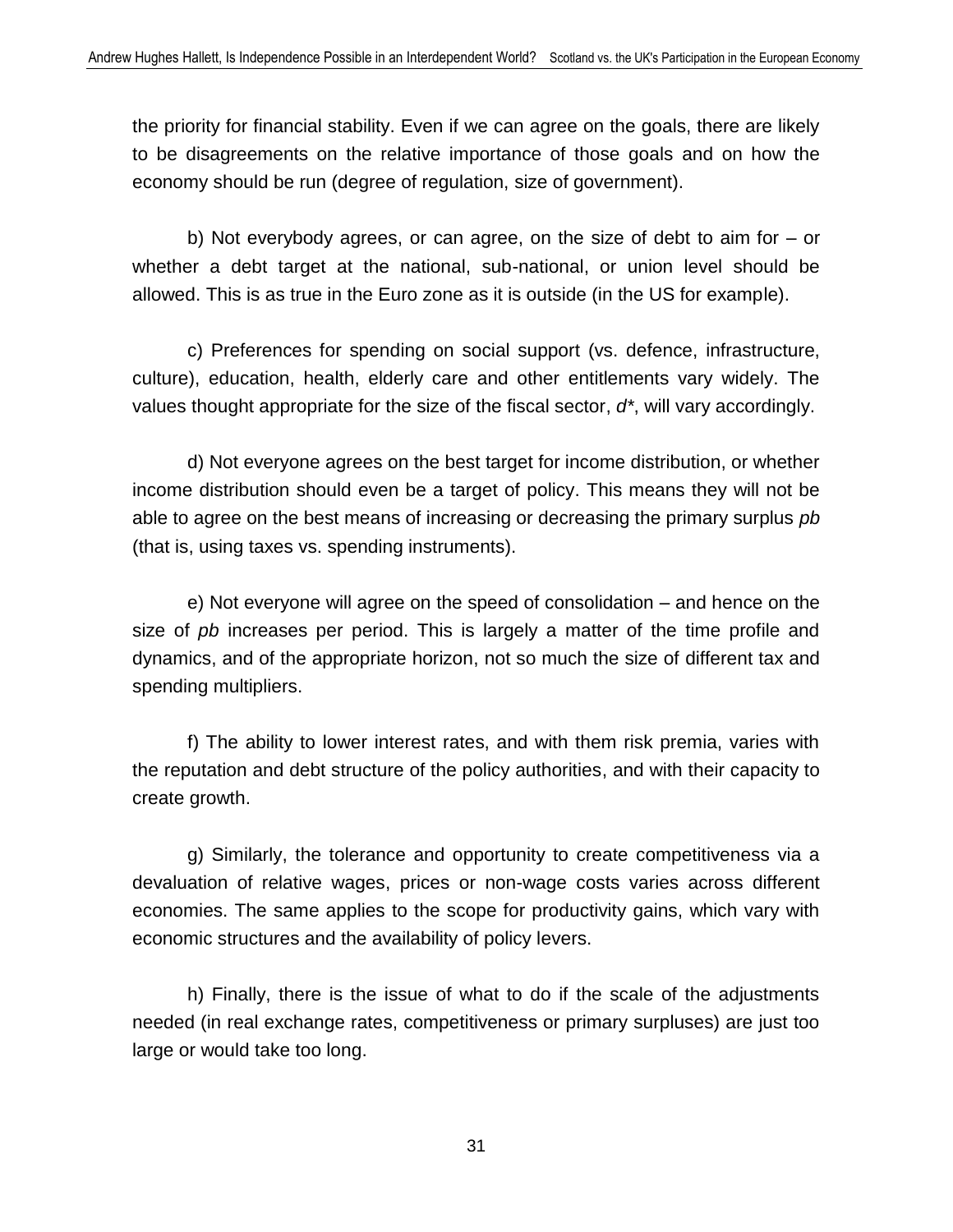the priority for financial stability. Even if we can agree on the goals, there are likely to be disagreements on the relative importance of those goals and on how the economy should be run (degree of regulation, size of government).

b) Not everybody agrees, or can agree, on the size of debt to aim for – or whether a debt target at the national, sub-national, or union level should be allowed. This is as true in the Euro zone as it is outside (in the US for example).

c) Preferences for spending on social support (vs. defence, infrastructure, culture), education, health, elderly care and other entitlements vary widely. The values thought appropriate for the size of the fiscal sector, $d^*$, will vary accordingly.

d) Not everyone agrees on the best target for income distribution, or whether income distribution should even be a target of policy. This means they will not be able to agree on the best means of increasing or decreasing the primary surplus $pb$ (that is, using taxes vs. spending instruments).

e) Not everyone will agree on the speed of consolidation – and hence on the size of $pb$ increases per period. This is largely a matter of the time profile and dynamics, and of the appropriate horizon, not so much the size of different tax and spending multipliers.

f) The ability to lower interest rates, and with them risk premia, varies with the reputation and debt structure of the policy authorities, and with their capacity to create growth.

g) Similarly, the tolerance and opportunity to create competitiveness via a devaluation of relative wages, prices or non-wage costs varies across different economies. The same applies to the scope for productivity gains, which vary with economic structures and the availability of policy levers.

h) Finally, there is the issue of what to do if the scale of the adjustments needed (in real exchange rates, competitiveness or primary surpluses) are just too large or would take too long.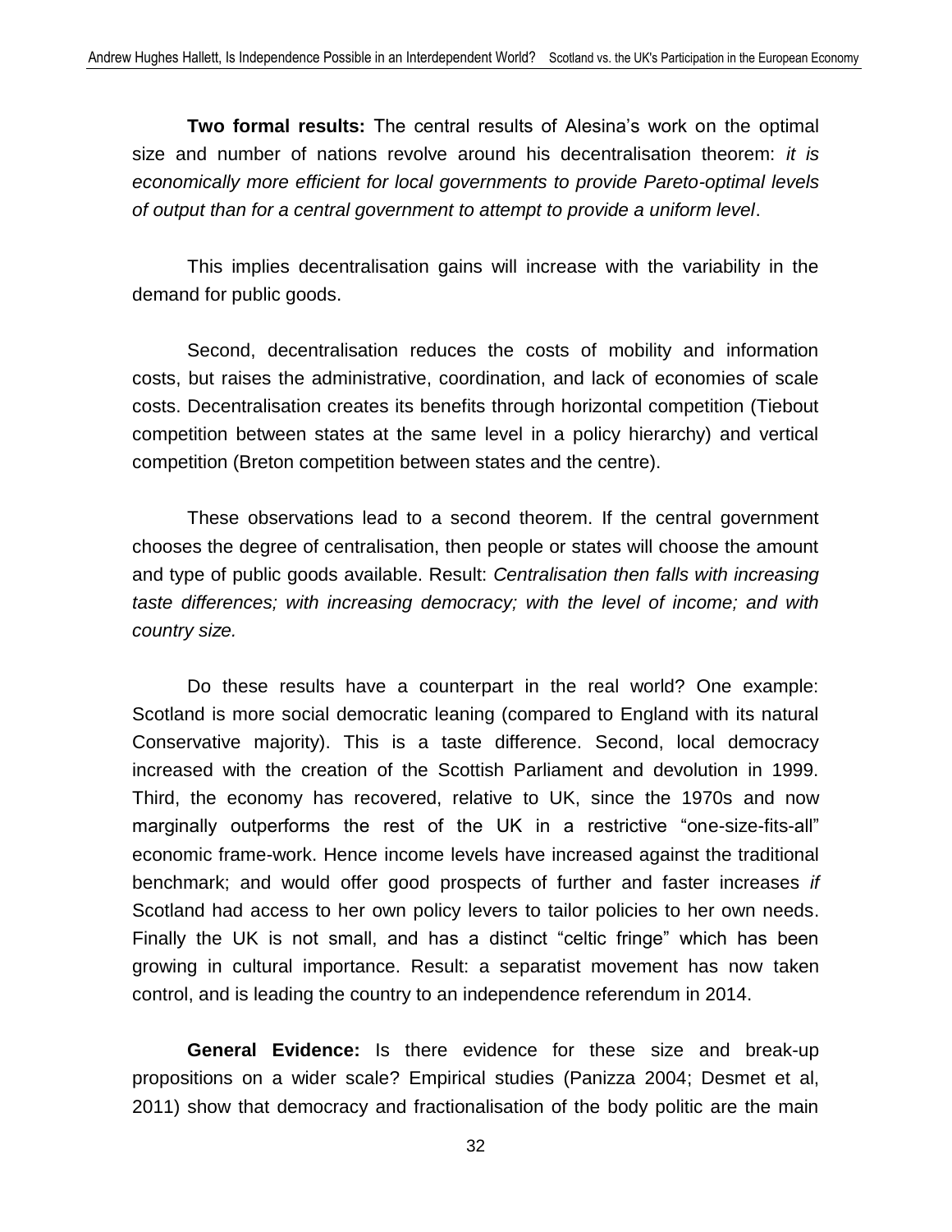**Two formal results:** The central results of Alesina's work on the optimal size and number of nations revolve around his decentralisation theorem: *it is economically more efficient for local governments to provide Pareto-optimal levels of output than for a central government to attempt to provide a uniform level*.

This implies decentralisation gains will increase with the variability in the demand for public goods.

Second, decentralisation reduces the costs of mobility and information costs, but raises the administrative, coordination, and lack of economies of scale costs. Decentralisation creates its benefits through horizontal competition (Tiebout competition between states at the same level in a policy hierarchy) and vertical competition (Breton competition between states and the centre).

These observations lead to a second theorem. If the central government chooses the degree of centralisation, then people or states will choose the amount and type of public goods available. Result: *Centralisation then falls with increasing taste differences; with increasing democracy; with the level of income; and with country size.*

Do these results have a counterpart in the real world? One example: Scotland is more social democratic leaning (compared to England with its natural Conservative majority). This is a taste difference. Second, local democracy increased with the creation of the Scottish Parliament and devolution in 1999. Third, the economy has recovered, relative to UK, since the 1970s and now marginally outperforms the rest of the UK in a restrictive "one-size-fits-all" economic frame-work. Hence income levels have increased against the traditional benchmark; and would offer good prospects of further and faster increases *if* Scotland had access to her own policy levers to tailor policies to her own needs. Finally the UK is not small, and has a distinct "celtic fringe" which has been growing in cultural importance. Result: a separatist movement has now taken control, and is leading the country to an independence referendum in 2014.

**General Evidence:** Is there evidence for these size and break-up propositions on a wider scale? Empirical studies (Panizza 2004; Desmet et al, 2011) show that democracy and fractionalisation of the body politic are the main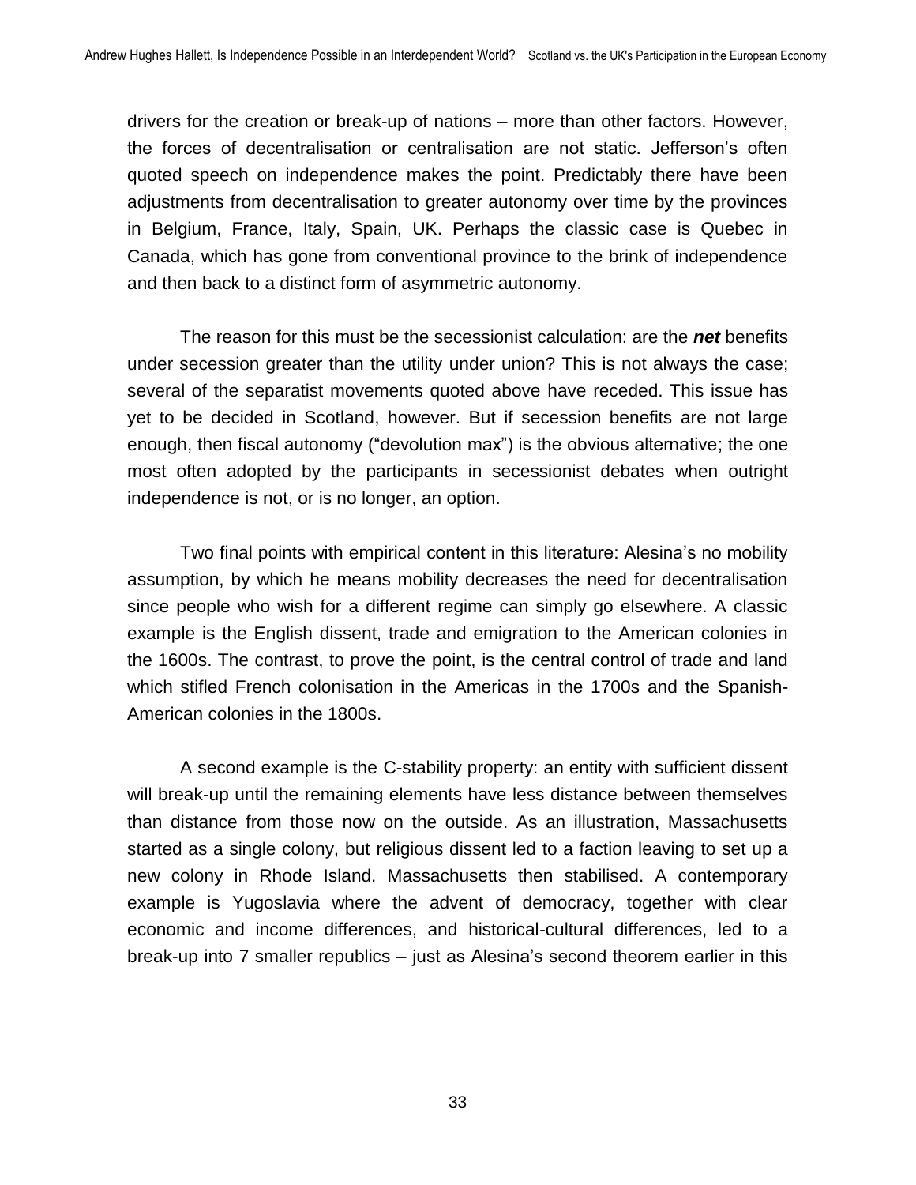drivers for the creation or break-up of nations – more than other factors. However, the forces of decentralisation or centralisation are not static. Jefferson's often quoted speech on independence makes the point. Predictably there have been adjustments from decentralisation to greater autonomy over time by the provinces in Belgium, France, Italy, Spain, UK. Perhaps the classic case is Quebec in Canada, which has gone from conventional province to the brink of independence and then back to a distinct form of asymmetric autonomy.

The reason for this must be the secessionist calculation: are the ***net*** benefits under secession greater than the utility under union? This is not always the case; several of the separatist movements quoted above have receded. This issue has yet to be decided in Scotland, however. But if secession benefits are not large enough, then fiscal autonomy ("devolution max") is the obvious alternative; the one most often adopted by the participants in secessionist debates when outright independence is not, or is no longer, an option.

Two final points with empirical content in this literature: Alesina's no mobility assumption, by which he means mobility decreases the need for decentralisation since people who wish for a different regime can simply go elsewhere. A classic example is the English dissent, trade and emigration to the American colonies in the 1600s. The contrast, to prove the point, is the central control of trade and land which stifled French colonisation in the Americas in the 1700s and the Spanish-American colonies in the 1800s.

A second example is the C-stability property: an entity with sufficient dissent will break-up until the remaining elements have less distance between themselves than distance from those now on the outside. As an illustration, Massachusetts started as a single colony, but religious dissent led to a faction leaving to set up a new colony in Rhode Island. Massachusetts then stabilised. A contemporary example is Yugoslavia where the advent of democracy, together with clear economic and income differences, and historical-cultural differences, led to a break-up into 7 smaller republics – just as Alesina's second theorem earlier in this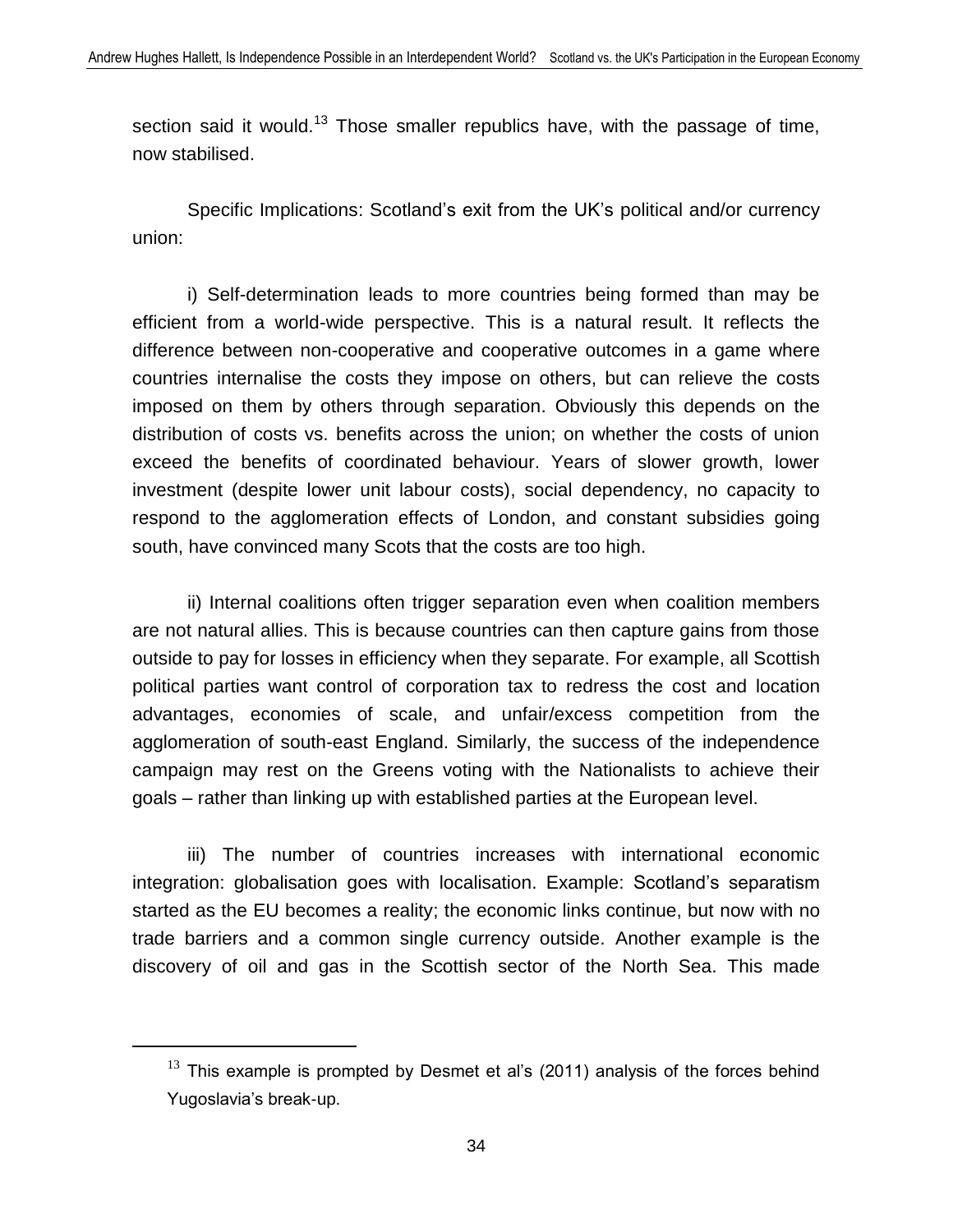section said it would.[13] Those smaller republics have, with the passage of time, now stabilised.

Specific Implications: Scotland's exit from the UK's political and/or currency union:

i) Self-determination leads to more countries being formed than may be efficient from a world-wide perspective. This is a natural result. It reflects the difference between non-cooperative and cooperative outcomes in a game where countries internalise the costs they impose on others, but can relieve the costs imposed on them by others through separation. Obviously this depends on the distribution of costs vs. benefits across the union; on whether the costs of union exceed the benefits of coordinated behaviour. Years of slower growth, lower investment (despite lower unit labour costs), social dependency, no capacity to respond to the agglomeration effects of London, and constant subsidies going south, have convinced many Scots that the costs are too high.

ii) Internal coalitions often trigger separation even when coalition members are not natural allies. This is because countries can then capture gains from those outside to pay for losses in efficiency when they separate. For example, all Scottish political parties want control of corporation tax to redress the cost and location advantages, economies of scale, and unfair/excess competition from the agglomeration of south-east England. Similarly, the success of the independence campaign may rest on the Greens voting with the Nationalists to achieve their goals – rather than linking up with established parties at the European level.

iii) The number of countries increases with international economic integration: globalisation goes with localisation. Example: Scotland's separatism started as the EU becomes a reality; the economic links continue, but now with no trade barriers and a common single currency outside. Another example is the discovery of oil and gas in the Scottish sector of the North Sea. This made

[13] This example is prompted by Desmet et al's (2011) analysis of the forces behind Yugoslavia's break-up.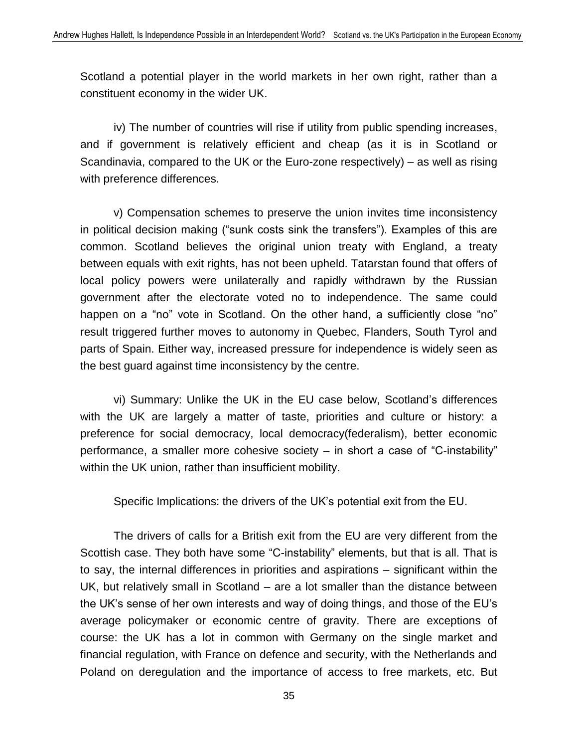Scotland a potential player in the world markets in her own right, rather than a constituent economy in the wider UK.

iv) The number of countries will rise if utility from public spending increases, and if government is relatively efficient and cheap (as it is in Scotland or Scandinavia, compared to the UK or the Euro-zone respectively) – as well as rising with preference differences.

v) Compensation schemes to preserve the union invites time inconsistency in political decision making ("sunk costs sink the transfers"). Examples of this are common. Scotland believes the original union treaty with England, a treaty between equals with exit rights, has not been upheld. Tatarstan found that offers of local policy powers were unilaterally and rapidly withdrawn by the Russian government after the electorate voted no to independence. The same could happen on a "no" vote in Scotland. On the other hand, a sufficiently close "no" result triggered further moves to autonomy in Quebec, Flanders, South Tyrol and parts of Spain. Either way, increased pressure for independence is widely seen as the best guard against time inconsistency by the centre.

vi) Summary: Unlike the UK in the EU case below, Scotland's differences with the UK are largely a matter of taste, priorities and culture or history: a preference for social democracy, local democracy(federalism), better economic performance, a smaller more cohesive society – in short a case of "C-instability" within the UK union, rather than insufficient mobility.

Specific Implications: the drivers of the UK's potential exit from the EU.

The drivers of calls for a British exit from the EU are very different from the Scottish case. They both have some "C-instability" elements, but that is all. That is to say, the internal differences in priorities and aspirations – significant within the UK, but relatively small in Scotland – are a lot smaller than the distance between the UK's sense of her own interests and way of doing things, and those of the EU's average policymaker or economic centre of gravity. There are exceptions of course: the UK has a lot in common with Germany on the single market and financial regulation, with France on defence and security, with the Netherlands and Poland on deregulation and the importance of access to free markets, etc. But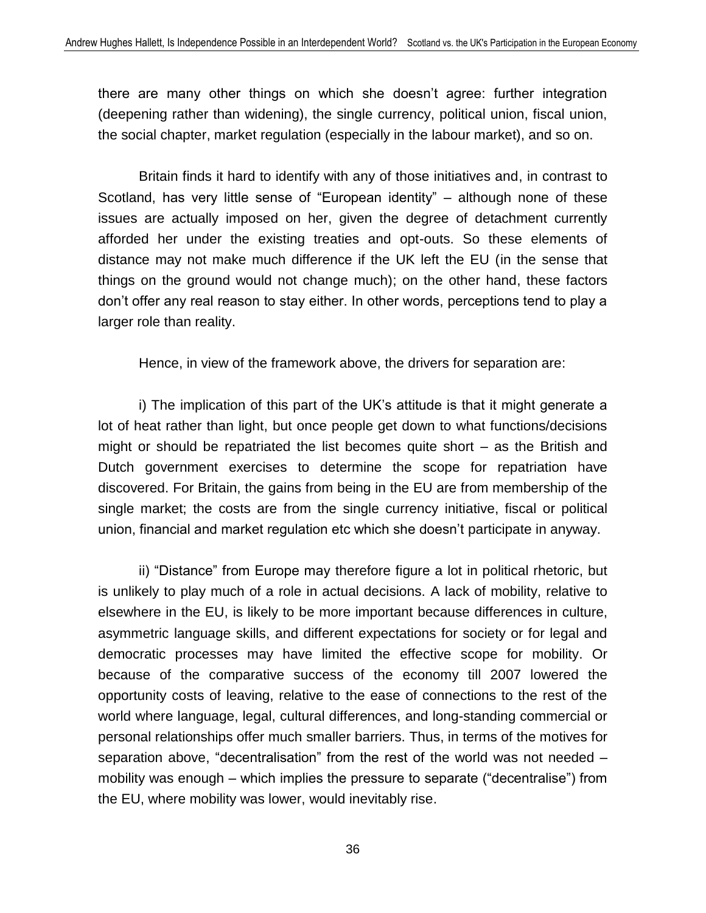there are many other things on which she doesn't agree: further integration (deepening rather than widening), the single currency, political union, fiscal union, the social chapter, market regulation (especially in the labour market), and so on.

Britain finds it hard to identify with any of those initiatives and, in contrast to Scotland, has very little sense of "European identity" – although none of these issues are actually imposed on her, given the degree of detachment currently afforded her under the existing treaties and opt-outs. So these elements of distance may not make much difference if the UK left the EU (in the sense that things on the ground would not change much); on the other hand, these factors don't offer any real reason to stay either. In other words, perceptions tend to play a larger role than reality.

Hence, in view of the framework above, the drivers for separation are:

i) The implication of this part of the UK's attitude is that it might generate a lot of heat rather than light, but once people get down to what functions/decisions might or should be repatriated the list becomes quite short – as the British and Dutch government exercises to determine the scope for repatriation have discovered. For Britain, the gains from being in the EU are from membership of the single market; the costs are from the single currency initiative, fiscal or political union, financial and market regulation etc which she doesn't participate in anyway.

ii) "Distance" from Europe may therefore figure a lot in political rhetoric, but is unlikely to play much of a role in actual decisions. A lack of mobility, relative to elsewhere in the EU, is likely to be more important because differences in culture, asymmetric language skills, and different expectations for society or for legal and democratic processes may have limited the effective scope for mobility. Or because of the comparative success of the economy till 2007 lowered the opportunity costs of leaving, relative to the ease of connections to the rest of the world where language, legal, cultural differences, and long-standing commercial or personal relationships offer much smaller barriers. Thus, in terms of the motives for separation above, "decentralisation" from the rest of the world was not needed – mobility was enough – which implies the pressure to separate ("decentralise") from the EU, where mobility was lower, would inevitably rise.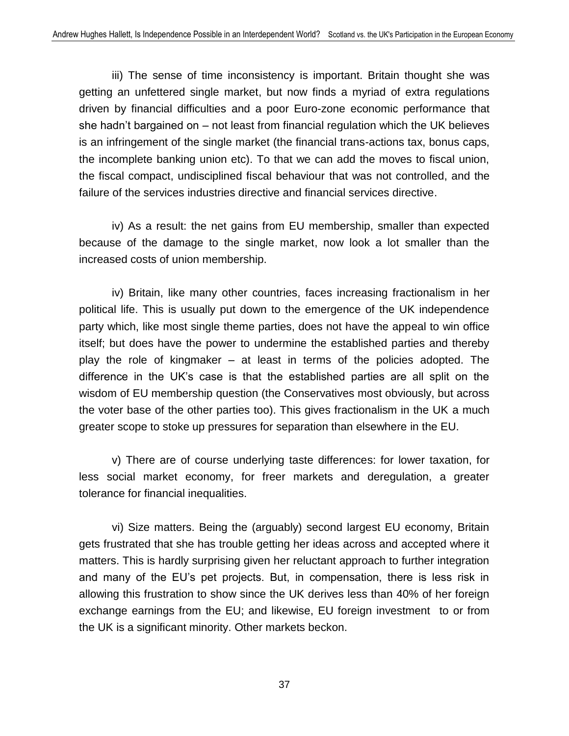iii) The sense of time inconsistency is important. Britain thought she was getting an unfettered single market, but now finds a myriad of extra regulations driven by financial difficulties and a poor Euro-zone economic performance that she hadn't bargained on – not least from financial regulation which the UK believes is an infringement of the single market (the financial trans-actions tax, bonus caps, the incomplete banking union etc). To that we can add the moves to fiscal union, the fiscal compact, undisciplined fiscal behaviour that was not controlled, and the failure of the services industries directive and financial services directive.

iv) As a result: the net gains from EU membership, smaller than expected because of the damage to the single market, now look a lot smaller than the increased costs of union membership.

iv) Britain, like many other countries, faces increasing fractionalism in her political life. This is usually put down to the emergence of the UK independence party which, like most single theme parties, does not have the appeal to win office itself; but does have the power to undermine the established parties and thereby play the role of kingmaker – at least in terms of the policies adopted. The difference in the UK's case is that the established parties are all split on the wisdom of EU membership question (the Conservatives most obviously, but across the voter base of the other parties too). This gives fractionalism in the UK a much greater scope to stoke up pressures for separation than elsewhere in the EU.

v) There are of course underlying taste differences: for lower taxation, for less social market economy, for freer markets and deregulation, a greater tolerance for financial inequalities.

vi) Size matters. Being the (arguably) second largest EU economy, Britain gets frustrated that she has trouble getting her ideas across and accepted where it matters. This is hardly surprising given her reluctant approach to further integration and many of the EU's pet projects. But, in compensation, there is less risk in allowing this frustration to show since the UK derives less than 40% of her foreign exchange earnings from the EU; and likewise, EU foreign investment to or from the UK is a significant minority. Other markets beckon.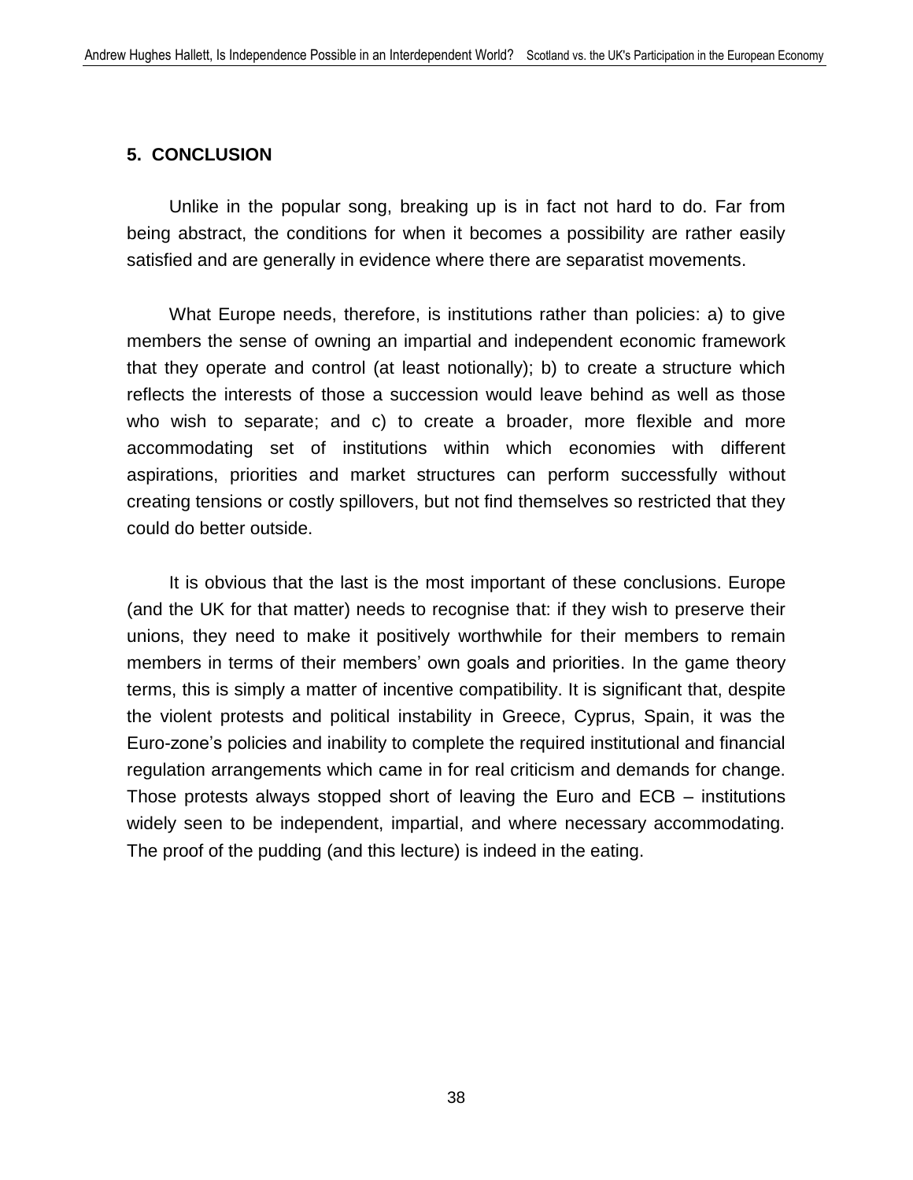## 5. CONCLUSION

Unlike in the popular song, breaking up is in fact not hard to do. Far from being abstract, the conditions for when it becomes a possibility are rather easily satisfied and are generally in evidence where there are separatist movements.

What Europe needs, therefore, is institutions rather than policies: a) to give members the sense of owning an impartial and independent economic framework that they operate and control (at least notionally); b) to create a structure which reflects the interests of those a succession would leave behind as well as those who wish to separate; and c) to create a broader, more flexible and more accommodating set of institutions within which economies with different aspirations, priorities and market structures can perform successfully without creating tensions or costly spillovers, but not find themselves so restricted that they could do better outside.

It is obvious that the last is the most important of these conclusions. Europe (and the UK for that matter) needs to recognise that: if they wish to preserve their unions, they need to make it positively worthwhile for their members to remain members in terms of their members' own goals and priorities. In the game theory terms, this is simply a matter of incentive compatibility. It is significant that, despite the violent protests and political instability in Greece, Cyprus, Spain, it was the Euro-zone's policies and inability to complete the required institutional and financial regulation arrangements which came in for real criticism and demands for change. Those protests always stopped short of leaving the Euro and ECB – institutions widely seen to be independent, impartial, and where necessary accommodating. The proof of the pudding (and this lecture) is indeed in the eating.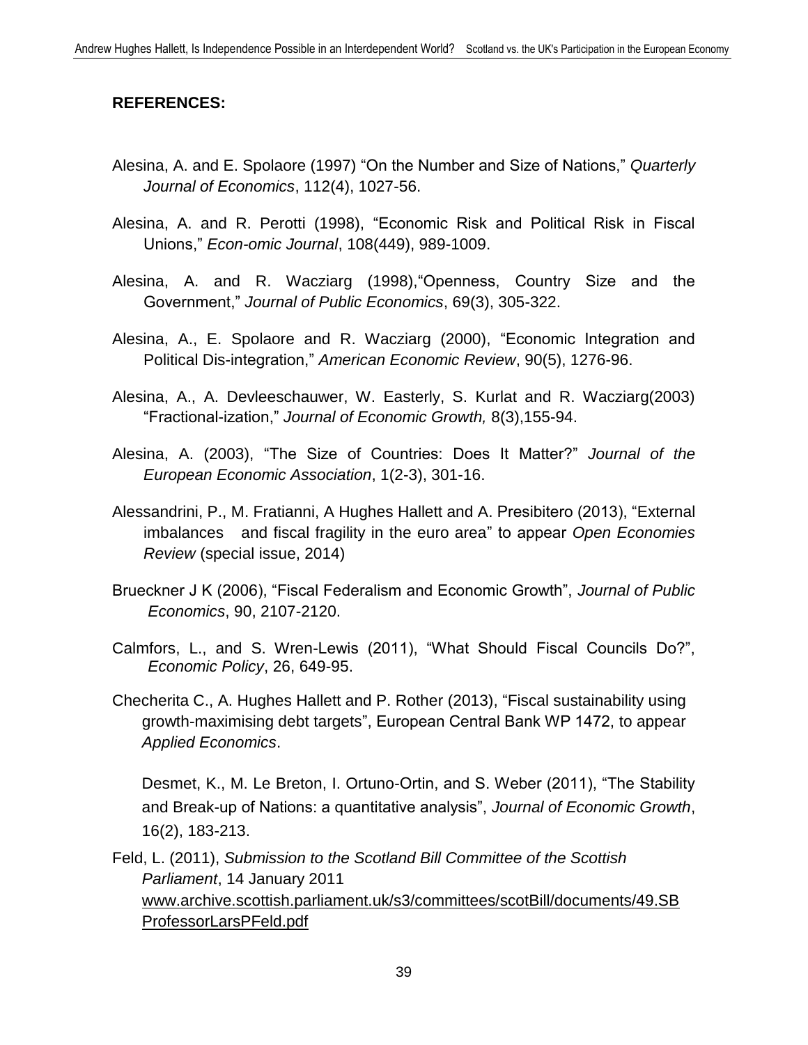**REFERENCES:**

Alesina, A. and E. Spolaore (1997) "On the Number and Size of Nations," *Quarterly Journal of Economics*, 112(4), 1027-56.

Alesina, A. and R. Perotti (1998), "Economic Risk and Political Risk in Fiscal Unions," *Econ-omic Journal*, 108(449), 989-1009.

Alesina, A. and R. Wacziarg (1998),"Openness, Country Size and the Government," *Journal of Public Economics*, 69(3), 305-322.

Alesina, A., E. Spolaore and R. Wacziarg (2000), "Economic Integration and Political Dis-integration," *American Economic Review*, 90(5), 1276-96.

Alesina, A., A. Devleeschauwer, W. Easterly, S. Kurlat and R. Wacziarg(2003) "Fractional-ization," *Journal of Economic Growth,* 8(3),155-94.

Alesina, A. (2003), "The Size of Countries: Does It Matter?" *Journal of the European Economic Association*, 1(2-3), 301-16.

Alessandrini, P., M. Fratianni, A Hughes Hallett and A. Presibitero (2013), "External imbalances and fiscal fragility in the euro area" to appear *Open Economies Review* (special issue, 2014)

Brueckner J K (2006), "Fiscal Federalism and Economic Growth", *Journal of Public Economics*, 90, 2107-2120.

Calmfors, L., and S. Wren-Lewis (2011), "What Should Fiscal Councils Do?", *Economic Policy*, 26, 649-95.

Checherita C., A. Hughes Hallett and P. Rother (2013), "Fiscal sustainability using growth-maximising debt targets", European Central Bank WP 1472, to appear *Applied Economics*.

Desmet, K., M. Le Breton, I. Ortuno-Ortin, and S. Weber (2011), "The Stability and Break-up of Nations: a quantitative analysis", *Journal of Economic Growth*, 16(2), 183-213.

Feld, L. (2011), *Submission to the Scotland Bill Committee of the Scottish Parliament*, 14 January 2011 www.archive.scottish.parliament.uk/s3/committees/scotBill/documents/49.SBProfessorLarsPFeld.pdf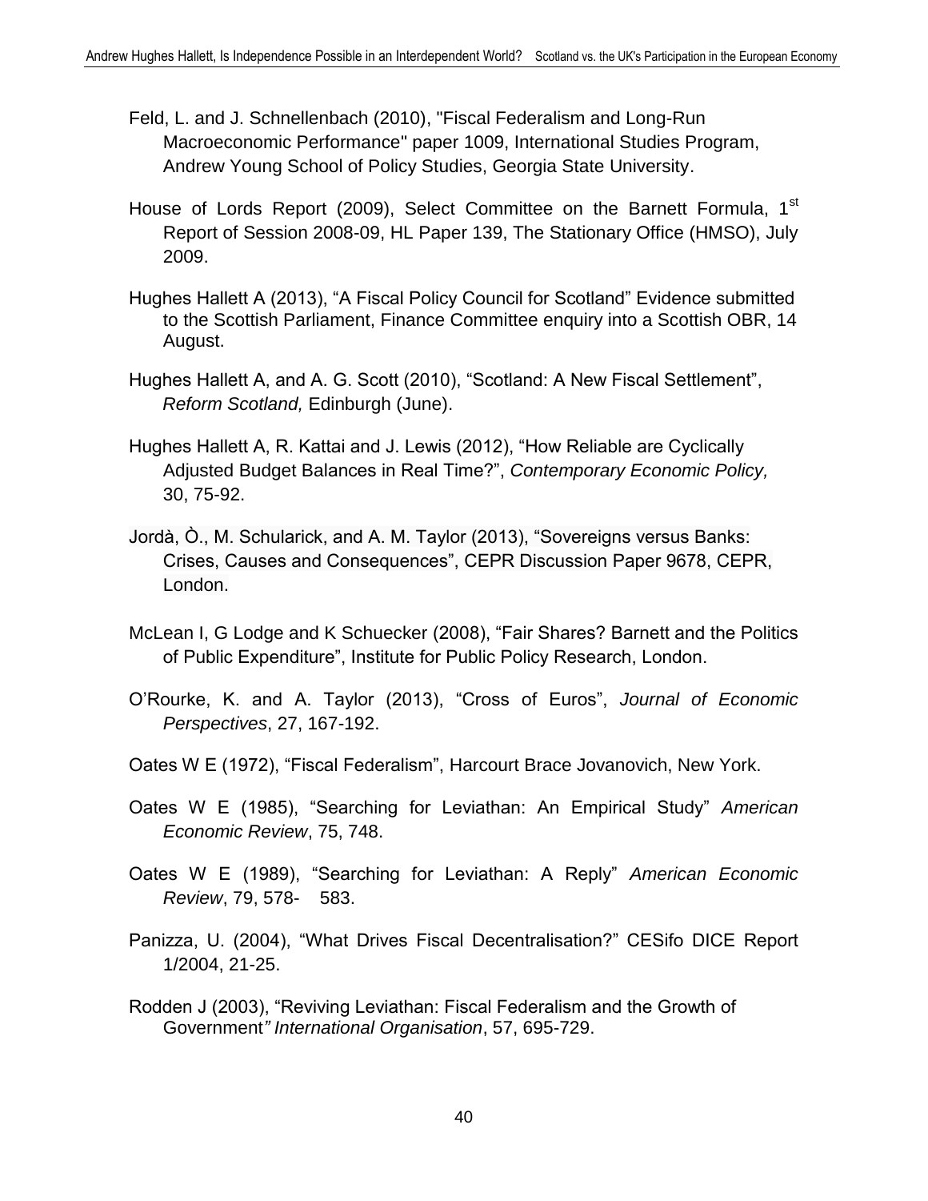Feld, L. and J. Schnellenbach (2010), "Fiscal Federalism and Long-Run Macroeconomic Performance" paper 1009, International Studies Program, Andrew Young School of Policy Studies, Georgia State University.

House of Lords Report (2009), Select Committee on the Barnett Formula, 1st Report of Session 2008-09, HL Paper 139, The Stationary Office (HMSO), July 2009.

Hughes Hallett A (2013), "A Fiscal Policy Council for Scotland" Evidence submitted to the Scottish Parliament, Finance Committee enquiry into a Scottish OBR, 14 August.

Hughes Hallett A, and A. G. Scott (2010), "Scotland: A New Fiscal Settlement", *Reform Scotland,* Edinburgh (June).

Hughes Hallett A, R. Kattai and J. Lewis (2012), "How Reliable are Cyclically Adjusted Budget Balances in Real Time?", *Contemporary Economic Policy,* 30, 75-92.

Jordà, Ò., M. Schularick, and A. M. Taylor (2013), "Sovereigns versus Banks: Crises, Causes and Consequences", CEPR Discussion Paper 9678, CEPR, London.

McLean I, G Lodge and K Schuecker (2008), "Fair Shares? Barnett and the Politics of Public Expenditure", Institute for Public Policy Research, London.

O'Rourke, K. and A. Taylor (2013), "Cross of Euros", *Journal of Economic Perspectives*, 27, 167-192.

Oates W E (1972), "Fiscal Federalism", Harcourt Brace Jovanovich, New York.

Oates W E (1985), "Searching for Leviathan: An Empirical Study" *American Economic Review*, 75, 748.

Oates W E (1989), "Searching for Leviathan: A Reply" *American Economic Review*, 79, 578- 583.

Panizza, U. (2004), "What Drives Fiscal Decentralisation?" CESifo DICE Report 1/2004, 21-25.

Rodden J (2003), "Reviving Leviathan: Fiscal Federalism and the Growth of Government*" International Organisation*, 57, 695-729.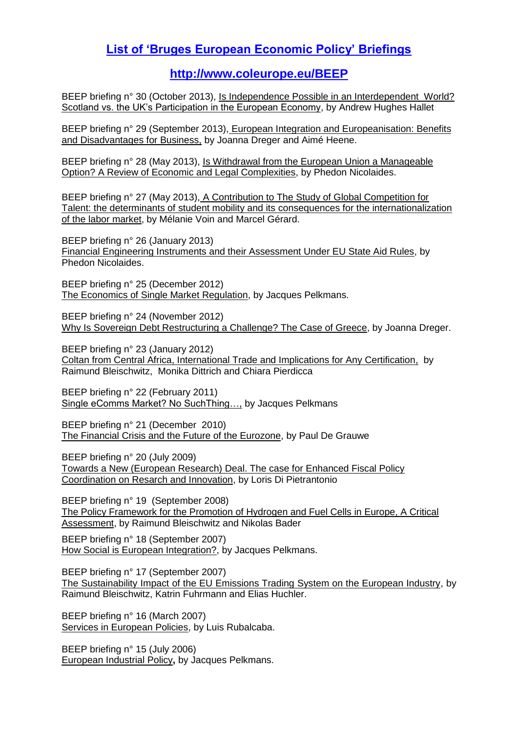## List of 'Bruges European Economic Policy' Briefings

### http://www.coleurope.eu/BEEP

BEEP briefing n° 30 (October 2013), Is Independence Possible in an Interdependent World? Scotland vs. the UK's Participation in the European Economy, by Andrew Hughes Hallet

BEEP briefing n° 29 (September 2013), European Integration and Europeanisation: Benefits and Disadvantages for Business, by Joanna Dreger and Aimé Heene.

BEEP briefing n° 28 (May 2013), Is Withdrawal from the European Union a Manageable Option? A Review of Economic and Legal Complexities, by Phedon Nicolaides.

BEEP briefing n° 27 (May 2013), A Contribution to The Study of Global Competition for Talent: the determinants of student mobility and its consequences for the internationalization of the labor market, by Mélanie Voin and Marcel Gérard.

BEEP briefing n° 26 (January 2013)
Financial Engineering Instruments and their Assessment Under EU State Aid Rules, by Phedon Nicolaides.

BEEP briefing n° 25 (December 2012)
The Economics of Single Market Regulation, by Jacques Pelkmans.

BEEP briefing n° 24 (November 2012)
Why Is Sovereign Debt Restructuring a Challenge? The Case of Greece, by Joanna Dreger.

BEEP briefing n° 23 (January 2012)
Coltan from Central Africa, International Trade and Implications for Any Certification, by Raimund Bleischwitz, Monika Dittrich and Chiara Pierdicca

BEEP briefing n° 22 (February 2011)
Single eComms Market? No SuchThing…, by Jacques Pelkmans

BEEP briefing n° 21 (December 2010)
The Financial Crisis and the Future of the Eurozone, by Paul De Grauwe

BEEP briefing n° 20 (July 2009)
Towards a New (European Research) Deal. The case for Enhanced Fiscal Policy Coordination on Resarch and Innovation, by Loris Di Pietrantonio

BEEP briefing n° 19 (September 2008)
The Policy Framework for the Promotion of Hydrogen and Fuel Cells in Europe, A Critical Assessment, by Raimund Bleischwitz and Nikolas Bader

BEEP briefing n° 18 (September 2007)
How Social is European Integration?, by Jacques Pelkmans.

BEEP briefing n° 17 (September 2007)
The Sustainability Impact of the EU Emissions Trading System on the European Industry, by Raimund Bleischwitz, Katrin Fuhrmann and Elias Huchler.

BEEP briefing n° 16 (March 2007)
Services in European Policies, by Luis Rubalcaba.

BEEP briefing n° 15 (July 2006)
European Industrial Policy, by Jacques Pelkmans.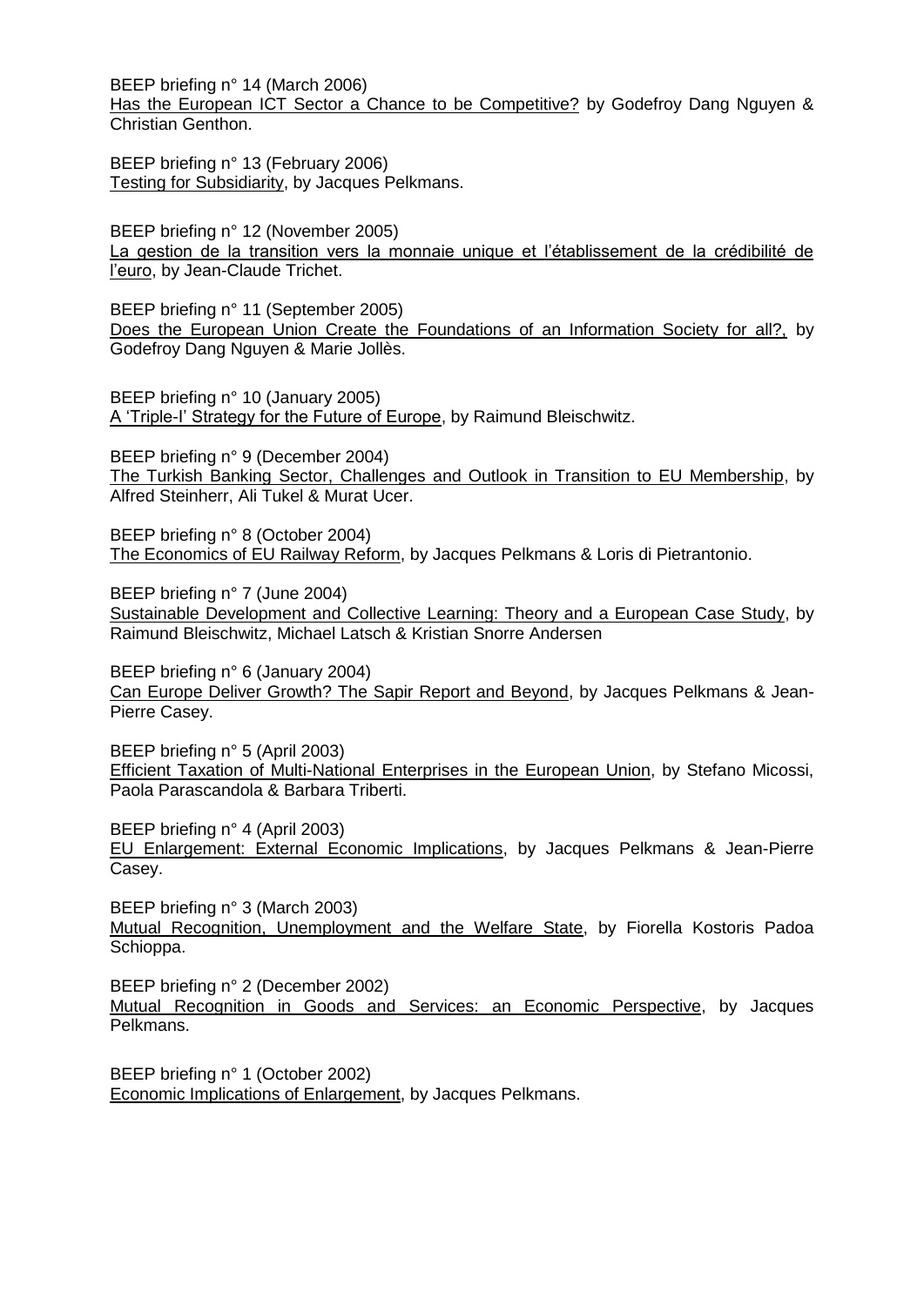BEEP briefing n° 14 (March 2006)
Has the European ICT Sector a Chance to be Competitive? by Godefroy Dang Nguyen & Christian Genthon.

BEEP briefing n° 13 (February 2006)
Testing for Subsidiarity, by Jacques Pelkmans.

BEEP briefing n° 12 (November 2005)
La gestion de la transition vers la monnaie unique et l'établissement de la crédibilité de l'euro, by Jean-Claude Trichet.

BEEP briefing n° 11 (September 2005)
Does the European Union Create the Foundations of an Information Society for all?, by Godefroy Dang Nguyen & Marie Jollès.

BEEP briefing n° 10 (January 2005)
A 'Triple-I' Strategy for the Future of Europe, by Raimund Bleischwitz.

BEEP briefing n° 9 (December 2004)
The Turkish Banking Sector, Challenges and Outlook in Transition to EU Membership, by Alfred Steinherr, Ali Tukel & Murat Ucer.

BEEP briefing n° 8 (October 2004)
The Economics of EU Railway Reform, by Jacques Pelkmans & Loris di Pietrantonio.

BEEP briefing n° 7 (June 2004)
Sustainable Development and Collective Learning: Theory and a European Case Study, by Raimund Bleischwitz, Michael Latsch & Kristian Snorre Andersen

BEEP briefing n° 6 (January 2004)
Can Europe Deliver Growth? The Sapir Report and Beyond, by Jacques Pelkmans & Jean-Pierre Casey.

BEEP briefing n° 5 (April 2003)
Efficient Taxation of Multi-National Enterprises in the European Union, by Stefano Micossi, Paola Parascandola & Barbara Triberti.

BEEP briefing n° 4 (April 2003)
EU Enlargement: External Economic Implications, by Jacques Pelkmans & Jean-Pierre Casey.

BEEP briefing n° 3 (March 2003)
Mutual Recognition, Unemployment and the Welfare State, by Fiorella Kostoris Padoa Schioppa.

BEEP briefing n° 2 (December 2002)
Mutual Recognition in Goods and Services: an Economic Perspective, by Jacques Pelkmans.

BEEP briefing n° 1 (October 2002)
Economic Implications of Enlargement, by Jacques Pelkmans.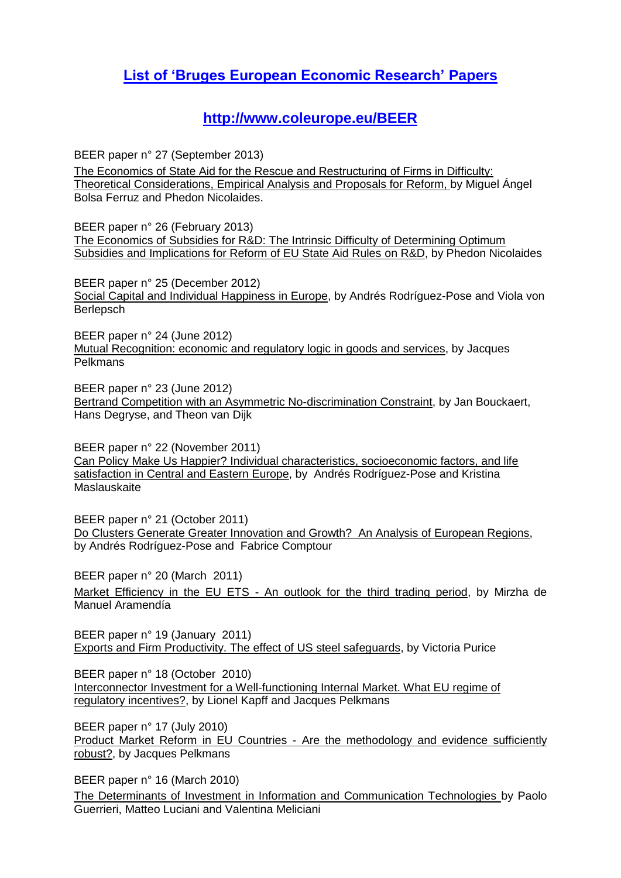# List of 'Bruges European Economic Research' Papers

## http://www.coleurope.eu/BEER

BEER paper n° 27 (September 2013)
The Economics of State Aid for the Rescue and Restructuring of Firms in Difficulty: Theoretical Considerations, Empirical Analysis and Proposals for Reform, by Miguel Ángel Bolsa Ferruz and Phedon Nicolaides.

BEER paper n° 26 (February 2013)
The Economics of Subsidies for R&D: The Intrinsic Difficulty of Determining Optimum Subsidies and Implications for Reform of EU State Aid Rules on R&D, by Phedon Nicolaides

BEER paper n° 25 (December 2012)
Social Capital and Individual Happiness in Europe, by Andrés Rodríguez-Pose and Viola von Berlepsch

BEER paper n° 24 (June 2012)
Mutual Recognition: economic and regulatory logic in goods and services, by Jacques Pelkmans

BEER paper n° 23 (June 2012)
Bertrand Competition with an Asymmetric No-discrimination Constraint, by Jan Bouckaert, Hans Degryse, and Theon van Dijk

BEER paper n° 22 (November 2011)
Can Policy Make Us Happier? Individual characteristics, socioeconomic factors, and life satisfaction in Central and Eastern Europe, by Andrés Rodríguez-Pose and Kristina Maslauskaite

BEER paper n° 21 (October 2011)
Do Clusters Generate Greater Innovation and Growth? An Analysis of European Regions, by Andrés Rodríguez-Pose and Fabrice Comptour

BEER paper n° 20 (March 2011)
Market Efficiency in the EU ETS - An outlook for the third trading period, by Mirzha de Manuel Aramendía

BEER paper n° 19 (January 2011)
Exports and Firm Productivity. The effect of US steel safeguards, by Victoria Purice

BEER paper n° 18 (October 2010)
Interconnector Investment for a Well-functioning Internal Market. What EU regime of regulatory incentives?, by Lionel Kapff and Jacques Pelkmans

BEER paper n° 17 (July 2010)
Product Market Reform in EU Countries - Are the methodology and evidence sufficiently robust?, by Jacques Pelkmans

BEER paper n° 16 (March 2010)
The Determinants of Investment in Information and Communication Technologies by Paolo Guerrieri, Matteo Luciani and Valentina Meliciani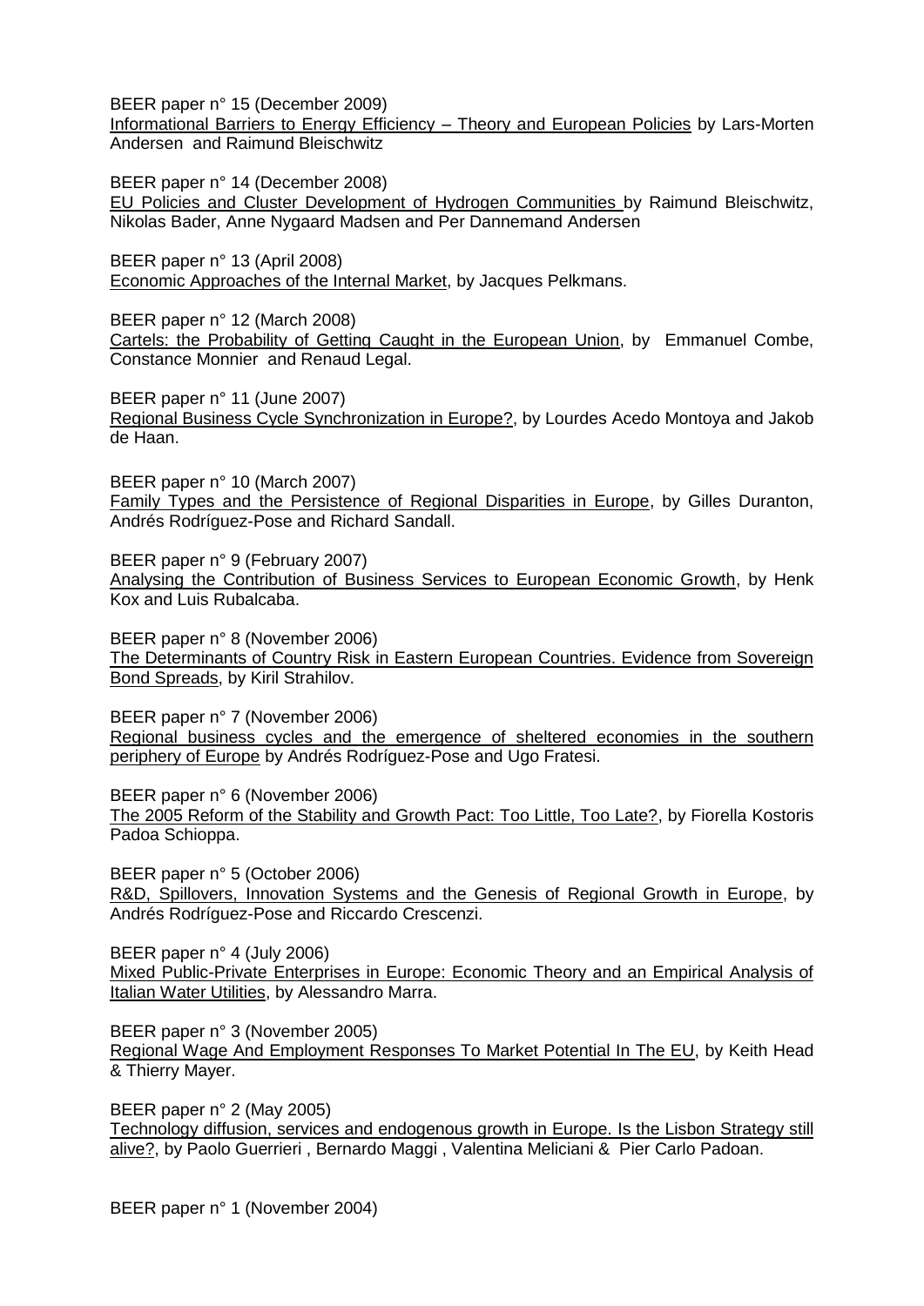BEER paper n° 15 (December 2009)
Informational Barriers to Energy Efficiency – Theory and European Policies by Lars-Morten Andersen and Raimund Bleischwitz

BEER paper n° 14 (December 2008)
EU Policies and Cluster Development of Hydrogen Communities by Raimund Bleischwitz, Nikolas Bader, Anne Nygaard Madsen and Per Dannemand Andersen

BEER paper n° 13 (April 2008)
Economic Approaches of the Internal Market, by Jacques Pelkmans.

BEER paper n° 12 (March 2008)
Cartels: the Probability of Getting Caught in the European Union, by Emmanuel Combe, Constance Monnier and Renaud Legal.

BEER paper n° 11 (June 2007)
Regional Business Cycle Synchronization in Europe?, by Lourdes Acedo Montoya and Jakob de Haan.

BEER paper n° 10 (March 2007)
Family Types and the Persistence of Regional Disparities in Europe, by Gilles Duranton, Andrés Rodríguez-Pose and Richard Sandall.

BEER paper n° 9 (February 2007)
Analysing the Contribution of Business Services to European Economic Growth, by Henk Kox and Luis Rubalcaba.

BEER paper n° 8 (November 2006)
The Determinants of Country Risk in Eastern European Countries. Evidence from Sovereign Bond Spreads, by Kiril Strahilov.

BEER paper n° 7 (November 2006)
Regional business cycles and the emergence of sheltered economies in the southern periphery of Europe by Andrés Rodríguez-Pose and Ugo Fratesi.

BEER paper n° 6 (November 2006)
The 2005 Reform of the Stability and Growth Pact: Too Little, Too Late?, by Fiorella Kostoris Padoa Schioppa.

BEER paper n° 5 (October 2006)
R&D, Spillovers, Innovation Systems and the Genesis of Regional Growth in Europe, by Andrés Rodríguez-Pose and Riccardo Crescenzi.

BEER paper n° 4 (July 2006)
Mixed Public-Private Enterprises in Europe: Economic Theory and an Empirical Analysis of Italian Water Utilities, by Alessandro Marra.

BEER paper n° 3 (November 2005)
Regional Wage And Employment Responses To Market Potential In The EU, by Keith Head & Thierry Mayer.

BEER paper n° 2 (May 2005)
Technology diffusion, services and endogenous growth in Europe. Is the Lisbon Strategy still alive?, by Paolo Guerrieri , Bernardo Maggi , Valentina Meliciani & Pier Carlo Padoan.

BEER paper n° 1 (November 2004)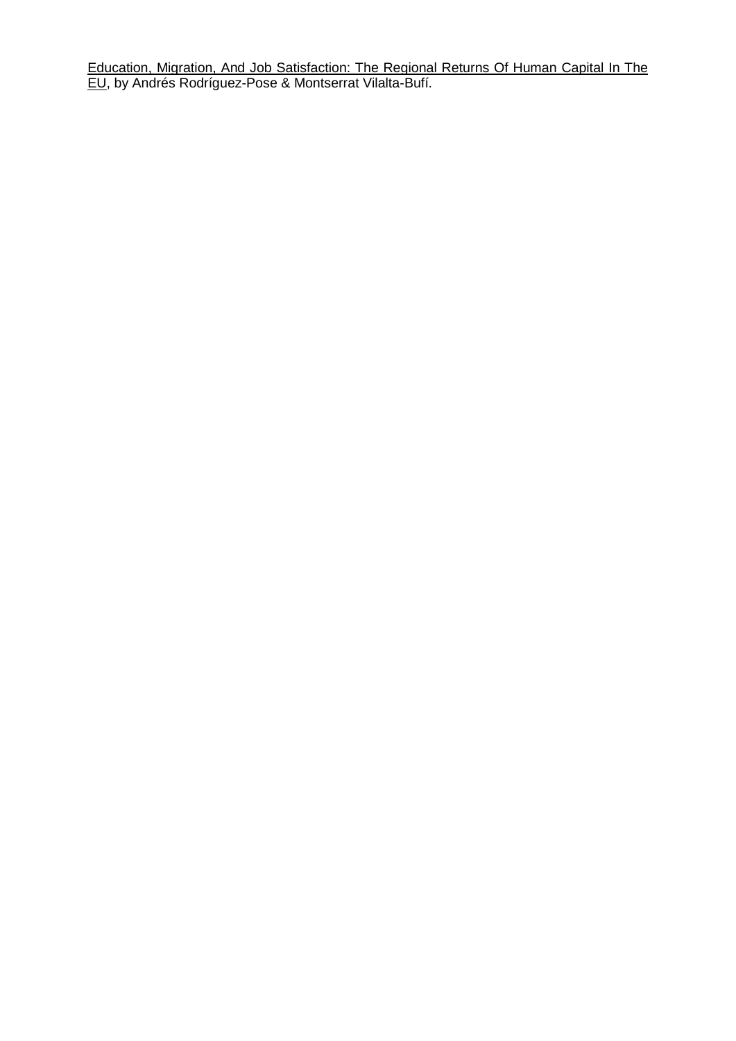Education, Migration, And Job Satisfaction: The Regional Returns Of Human Capital In The EU, by Andrés Rodríguez-Pose & Montserrat Vilalta-Bufí.